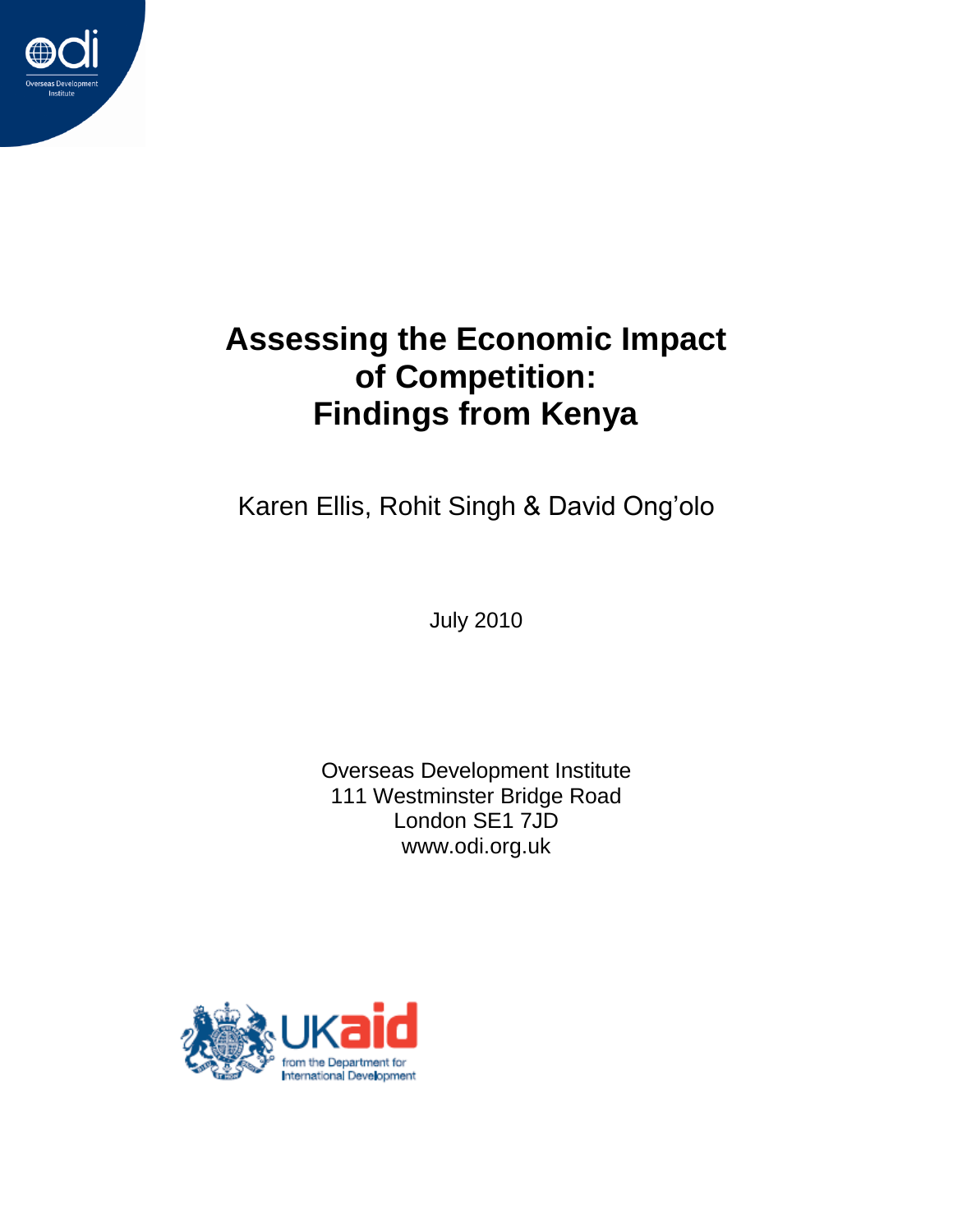# Assessing the Economic Impact of Competition: Findings from Kenya

Karen Ellis, Rohit Singh & David Ong'olo

July 2010

Overseas Development Institute
111 Westminster Bridge Road
London SE1 7JD
www.odi.org.uk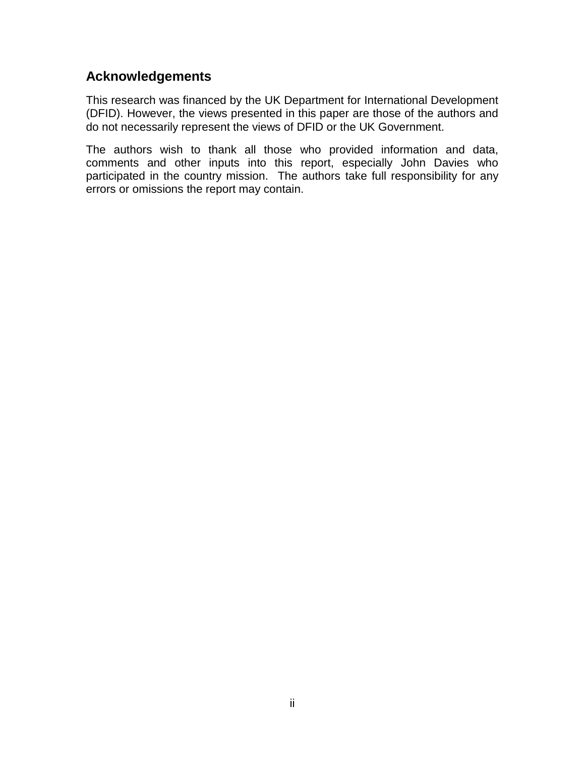## Acknowledgements

This research was financed by the UK Department for International Development (DFID). However, the views presented in this paper are those of the authors and do not necessarily represent the views of DFID or the UK Government.

The authors wish to thank all those who provided information and data, comments and other inputs into this report, especially John Davies who participated in the country mission. The authors take full responsibility for any errors or omissions the report may contain.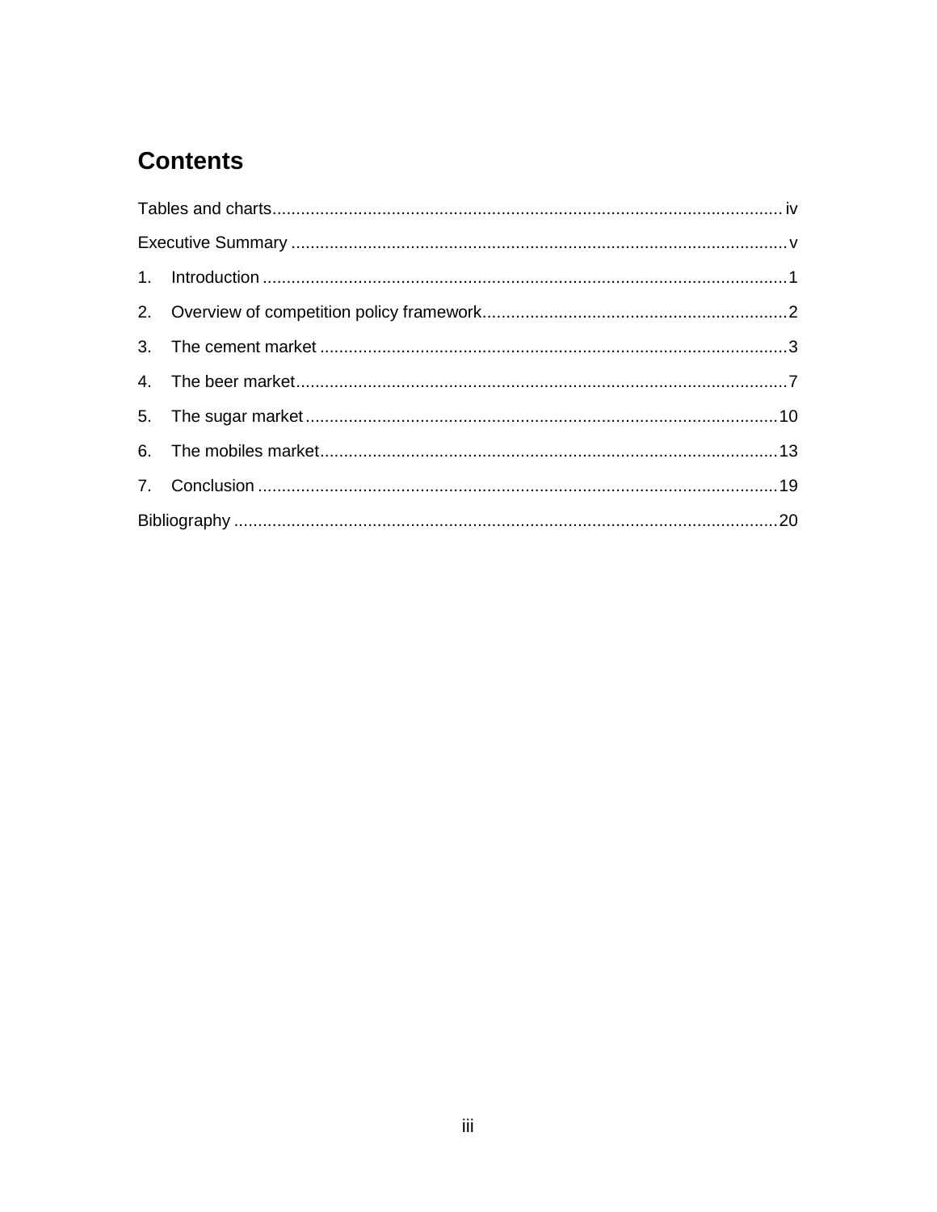# Contents

Tables and charts .......... iv

Executive Summary .......... v

1. Introduction .......... 1
2. Overview of competition policy framework .......... 2
3. The cement market .......... 3
4. The beer market .......... 7
5. The sugar market .......... 10
6. The mobiles market .......... 13
7. Conclusion .......... 19

Bibliography .......... 20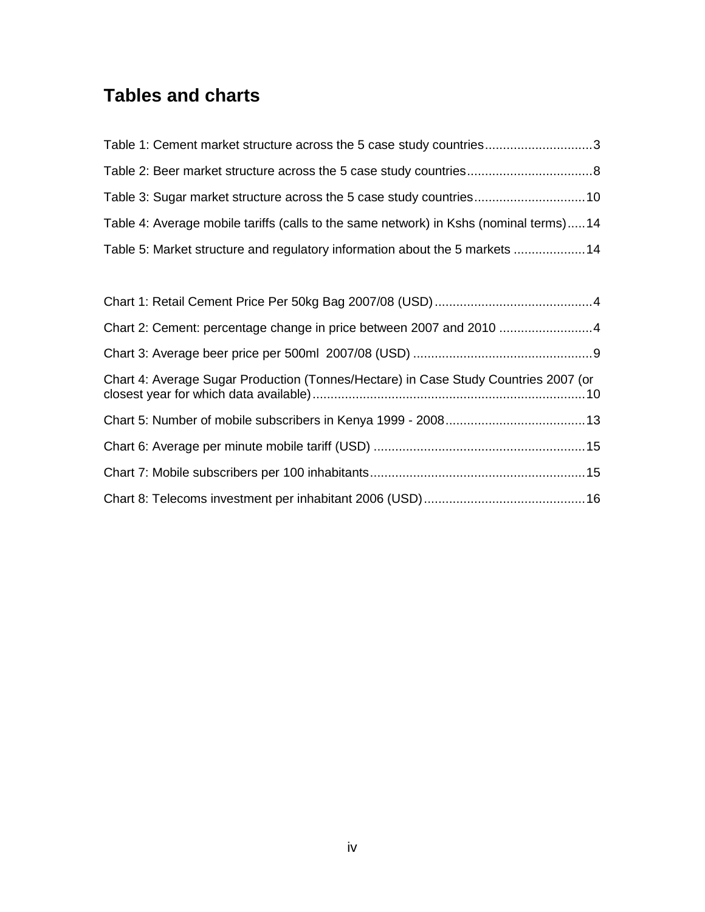# Tables and charts

Table 1: Cement market structure across the 5 case study countries..............................3

Table 2: Beer market structure across the 5 case study countries...................................8

Table 3: Sugar market structure across the 5 case study countries...............................10

Table 4: Average mobile tariffs (calls to the same network) in Kshs (nominal terms).....14

Table 5: Market structure and regulatory information about the 5 markets ....................14

Chart 1: Retail Cement Price Per 50kg Bag 2007/08 (USD)............................................4

Chart 2: Cement: percentage change in price between 2007 and 2010 ..........................4

Chart 3: Average beer price per 500ml 2007/08 (USD) ..................................................9

Chart 4: Average Sugar Production (Tonnes/Hectare) in Case Study Countries 2007 (or closest year for which data available)...........................................................................10

Chart 5: Number of mobile subscribers in Kenya 1999 - 2008.......................................13

Chart 6: Average per minute mobile tariff (USD) ...........................................................15

Chart 7: Mobile subscribers per 100 inhabitants............................................................15

Chart 8: Telecoms investment per inhabitant 2006 (USD).............................................16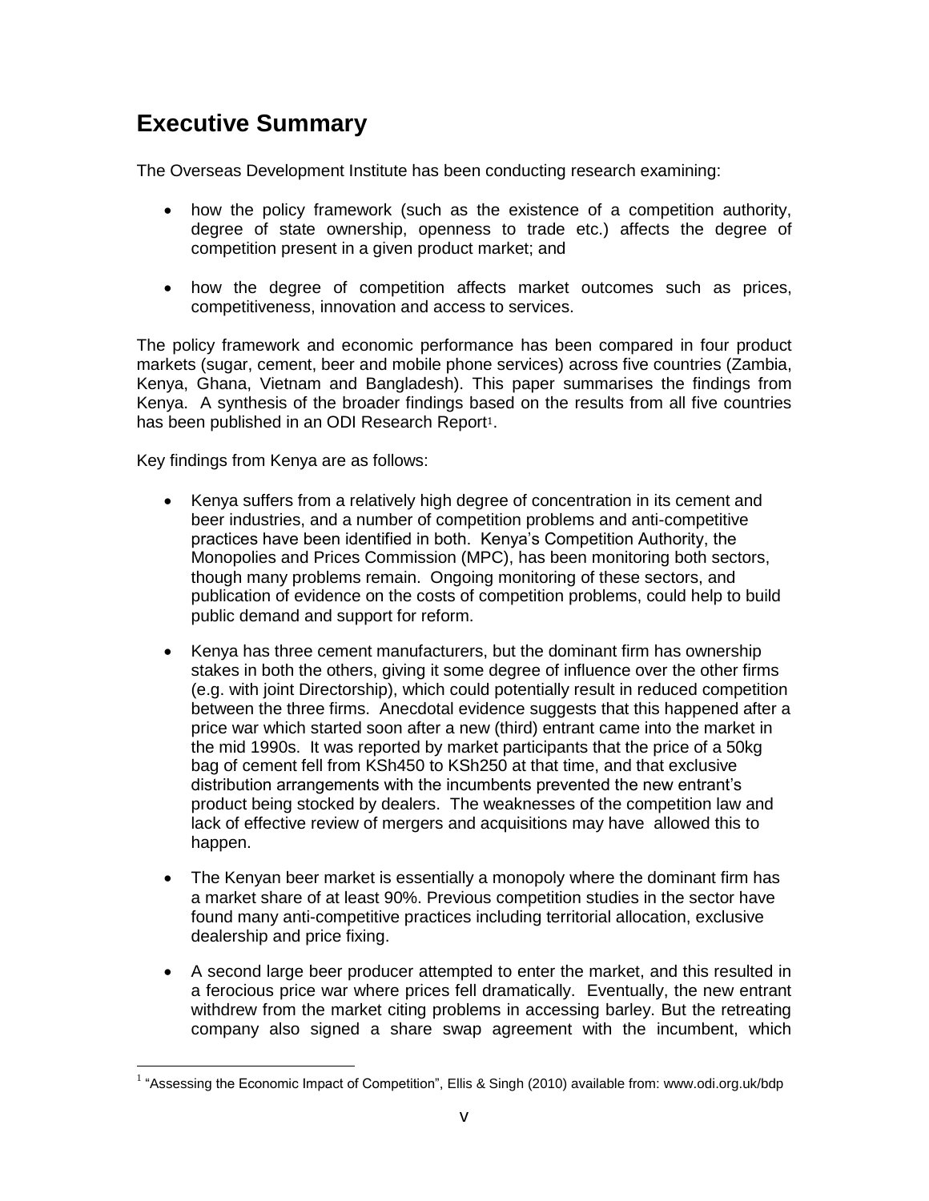# Executive Summary

The Overseas Development Institute has been conducting research examining:

- how the policy framework (such as the existence of a competition authority, degree of state ownership, openness to trade etc.) affects the degree of competition present in a given product market; and
- how the degree of competition affects market outcomes such as prices, competitiveness, innovation and access to services.

The policy framework and economic performance has been compared in four product markets (sugar, cement, beer and mobile phone services) across five countries (Zambia, Kenya, Ghana, Vietnam and Bangladesh). This paper summarises the findings from Kenya. A synthesis of the broader findings based on the results from all five countries has been published in an ODI Research Report[1].

Key findings from Kenya are as follows:

- Kenya suffers from a relatively high degree of concentration in its cement and beer industries, and a number of competition problems and anti-competitive practices have been identified in both. Kenya's Competition Authority, the Monopolies and Prices Commission (MPC), has been monitoring both sectors, though many problems remain. Ongoing monitoring of these sectors, and publication of evidence on the costs of competition problems, could help to build public demand and support for reform.
- Kenya has three cement manufacturers, but the dominant firm has ownership stakes in both the others, giving it some degree of influence over the other firms (e.g. with joint Directorship), which could potentially result in reduced competition between the three firms. Anecdotal evidence suggests that this happened after a price war which started soon after a new (third) entrant came into the market in the mid 1990s. It was reported by market participants that the price of a 50kg bag of cement fell from KSh450 to KSh250 at that time, and that exclusive distribution arrangements with the incumbents prevented the new entrant's product being stocked by dealers. The weaknesses of the competition law and lack of effective review of mergers and acquisitions may have allowed this to happen.
- The Kenyan beer market is essentially a monopoly where the dominant firm has a market share of at least 90%. Previous competition studies in the sector have found many anti-competitive practices including territorial allocation, exclusive dealership and price fixing.
- A second large beer producer attempted to enter the market, and this resulted in a ferocious price war where prices fell dramatically. Eventually, the new entrant withdrew from the market citing problems in accessing barley. But the retreating company also signed a share swap agreement with the incumbent, which

[1] "Assessing the Economic Impact of Competition", Ellis & Singh (2010) available from: www.odi.org.uk/bdp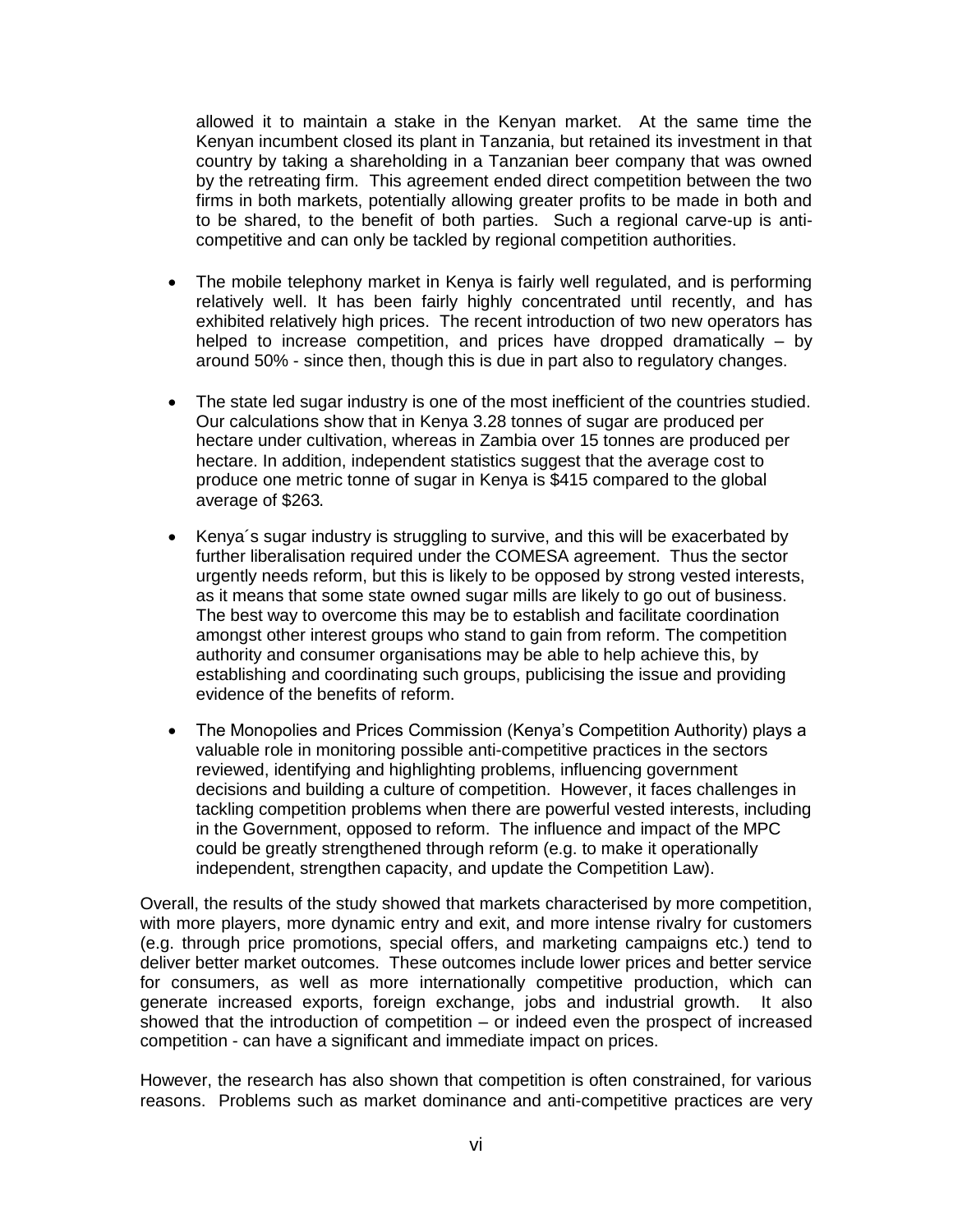allowed it to maintain a stake in the Kenyan market. At the same time the Kenyan incumbent closed its plant in Tanzania, but retained its investment in that country by taking a shareholding in a Tanzanian beer company that was owned by the retreating firm. This agreement ended direct competition between the two firms in both markets, potentially allowing greater profits to be made in both and to be shared, to the benefit of both parties. Such a regional carve-up is anti-competitive and can only be tackled by regional competition authorities.

- The mobile telephony market in Kenya is fairly well regulated, and is performing relatively well. It has been fairly highly concentrated until recently, and has exhibited relatively high prices. The recent introduction of two new operators has helped to increase competition, and prices have dropped dramatically – by around 50% - since then, though this is due in part also to regulatory changes.

- The state led sugar industry is one of the most inefficient of the countries studied. Our calculations show that in Kenya 3.28 tonnes of sugar are produced per hectare under cultivation, whereas in Zambia over 15 tonnes are produced per hectare. In addition, independent statistics suggest that the average cost to produce one metric tonne of sugar in Kenya is $415 compared to the global average of $263.

- Kenya´s sugar industry is struggling to survive, and this will be exacerbated by further liberalisation required under the COMESA agreement. Thus the sector urgently needs reform, but this is likely to be opposed by strong vested interests, as it means that some state owned sugar mills are likely to go out of business. The best way to overcome this may be to establish and facilitate coordination amongst other interest groups who stand to gain from reform. The competition authority and consumer organisations may be able to help achieve this, by establishing and coordinating such groups, publicising the issue and providing evidence of the benefits of reform.

- The Monopolies and Prices Commission (Kenya's Competition Authority) plays a valuable role in monitoring possible anti-competitive practices in the sectors reviewed, identifying and highlighting problems, influencing government decisions and building a culture of competition. However, it faces challenges in tackling competition problems when there are powerful vested interests, including in the Government, opposed to reform. The influence and impact of the MPC could be greatly strengthened through reform (e.g. to make it operationally independent, strengthen capacity, and update the Competition Law).

Overall, the results of the study showed that markets characterised by more competition, with more players, more dynamic entry and exit, and more intense rivalry for customers (e.g. through price promotions, special offers, and marketing campaigns etc.) tend to deliver better market outcomes. These outcomes include lower prices and better service for consumers, as well as more internationally competitive production, which can generate increased exports, foreign exchange, jobs and industrial growth. It also showed that the introduction of competition – or indeed even the prospect of increased competition - can have a significant and immediate impact on prices.

However, the research has also shown that competition is often constrained, for various reasons. Problems such as market dominance and anti-competitive practices are very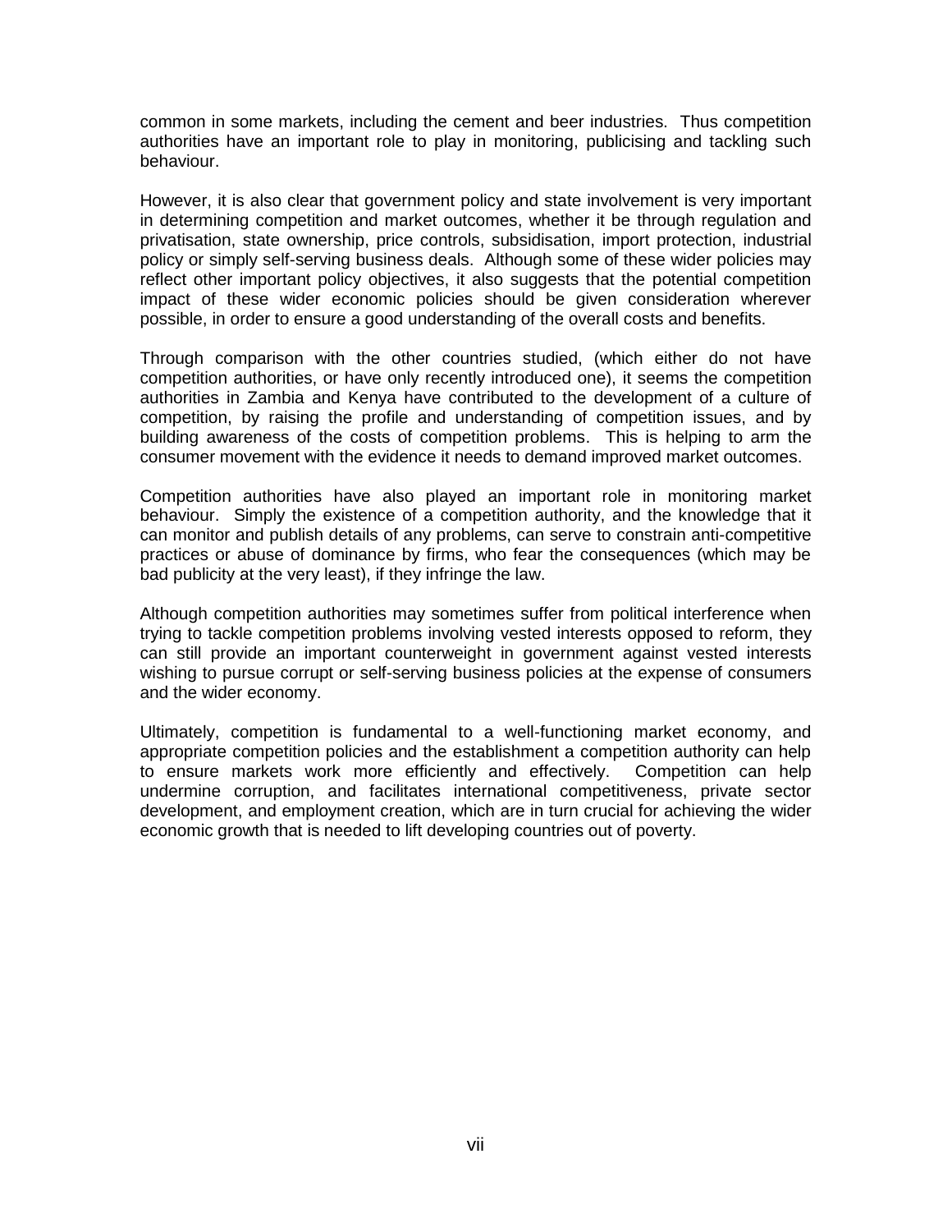common in some markets, including the cement and beer industries. Thus competition authorities have an important role to play in monitoring, publicising and tackling such behaviour.

However, it is also clear that government policy and state involvement is very important in determining competition and market outcomes, whether it be through regulation and privatisation, state ownership, price controls, subsidisation, import protection, industrial policy or simply self-serving business deals. Although some of these wider policies may reflect other important policy objectives, it also suggests that the potential competition impact of these wider economic policies should be given consideration wherever possible, in order to ensure a good understanding of the overall costs and benefits.

Through comparison with the other countries studied, (which either do not have competition authorities, or have only recently introduced one), it seems the competition authorities in Zambia and Kenya have contributed to the development of a culture of competition, by raising the profile and understanding of competition issues, and by building awareness of the costs of competition problems. This is helping to arm the consumer movement with the evidence it needs to demand improved market outcomes.

Competition authorities have also played an important role in monitoring market behaviour. Simply the existence of a competition authority, and the knowledge that it can monitor and publish details of any problems, can serve to constrain anti-competitive practices or abuse of dominance by firms, who fear the consequences (which may be bad publicity at the very least), if they infringe the law.

Although competition authorities may sometimes suffer from political interference when trying to tackle competition problems involving vested interests opposed to reform, they can still provide an important counterweight in government against vested interests wishing to pursue corrupt or self-serving business policies at the expense of consumers and the wider economy.

Ultimately, competition is fundamental to a well-functioning market economy, and appropriate competition policies and the establishment a competition authority can help to ensure markets work more efficiently and effectively. Competition can help undermine corruption, and facilitates international competitiveness, private sector development, and employment creation, which are in turn crucial for achieving the wider economic growth that is needed to lift developing countries out of poverty.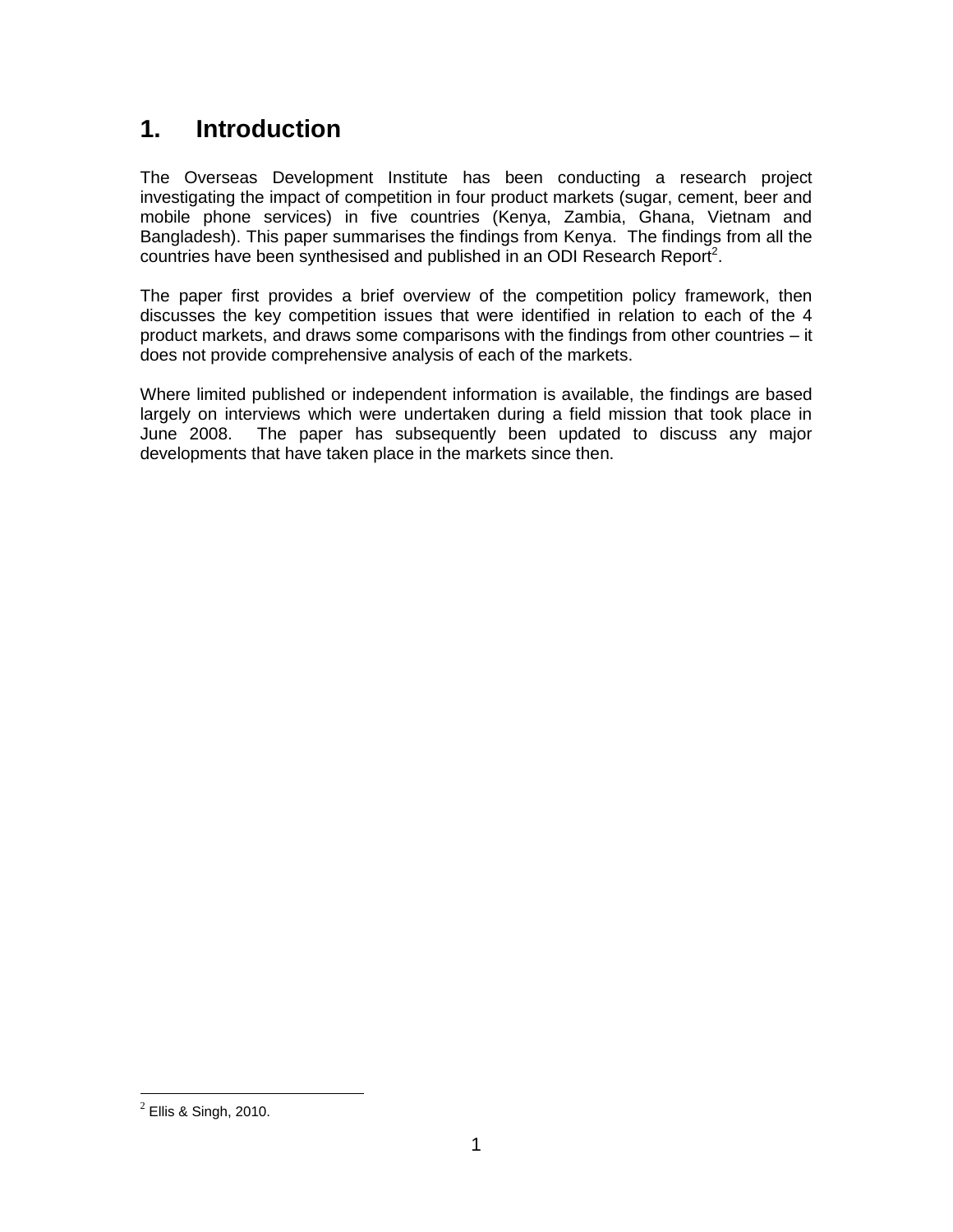# 1. Introduction

The Overseas Development Institute has been conducting a research project investigating the impact of competition in four product markets (sugar, cement, beer and mobile phone services) in five countries (Kenya, Zambia, Ghana, Vietnam and Bangladesh). This paper summarises the findings from Kenya. The findings from all the countries have been synthesised and published in an ODI Research Report[2].

The paper first provides a brief overview of the competition policy framework, then discusses the key competition issues that were identified in relation to each of the 4 product markets, and draws some comparisons with the findings from other countries – it does not provide comprehensive analysis of each of the markets.

Where limited published or independent information is available, the findings are based largely on interviews which were undertaken during a field mission that took place in June 2008. The paper has subsequently been updated to discuss any major developments that have taken place in the markets since then.

---

[2] Ellis & Singh, 2010.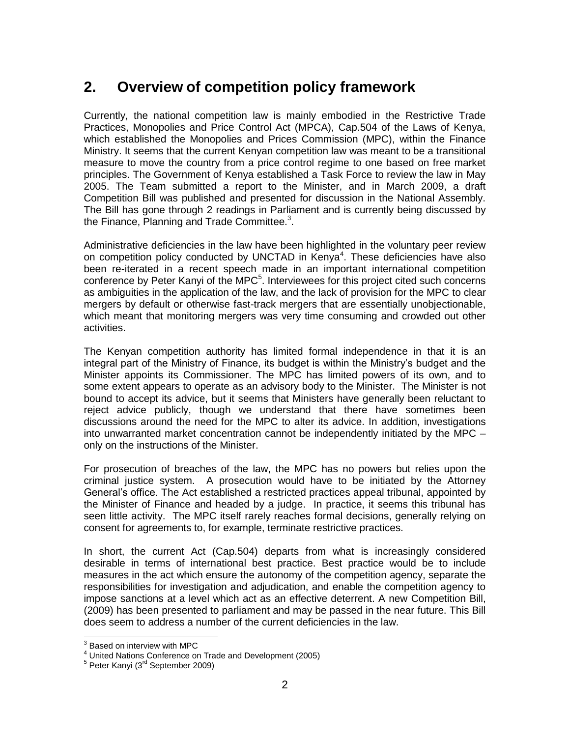## 2. Overview of competition policy framework

Currently, the national competition law is mainly embodied in the Restrictive Trade Practices, Monopolies and Price Control Act (MPCA), Cap.504 of the Laws of Kenya, which established the Monopolies and Prices Commission (MPC), within the Finance Ministry. It seems that the current Kenyan competition law was meant to be a transitional measure to move the country from a price control regime to one based on free market principles. The Government of Kenya established a Task Force to review the law in May 2005. The Team submitted a report to the Minister, and in March 2009, a draft Competition Bill was published and presented for discussion in the National Assembly. The Bill has gone through 2 readings in Parliament and is currently being discussed by the Finance, Planning and Trade Committee.[3].

Administrative deficiencies in the law have been highlighted in the voluntary peer review on competition policy conducted by UNCTAD in Kenya[4]. These deficiencies have also been re-iterated in a recent speech made in an important international competition conference by Peter Kanyi of the MPC[5]. Interviewees for this project cited such concerns as ambiguities in the application of the law, and the lack of provision for the MPC to clear mergers by default or otherwise fast-track mergers that are essentially unobjectionable, which meant that monitoring mergers was very time consuming and crowded out other activities.

The Kenyan competition authority has limited formal independence in that it is an integral part of the Ministry of Finance, its budget is within the Ministry's budget and the Minister appoints its Commissioner. The MPC has limited powers of its own, and to some extent appears to operate as an advisory body to the Minister. The Minister is not bound to accept its advice, but it seems that Ministers have generally been reluctant to reject advice publicly, though we understand that there have sometimes been discussions around the need for the MPC to alter its advice. In addition, investigations into unwarranted market concentration cannot be independently initiated by the MPC – only on the instructions of the Minister.

For prosecution of breaches of the law, the MPC has no powers but relies upon the criminal justice system. A prosecution would have to be initiated by the Attorney General's office. The Act established a restricted practices appeal tribunal, appointed by the Minister of Finance and headed by a judge. In practice, it seems this tribunal has seen little activity. The MPC itself rarely reaches formal decisions, generally relying on consent for agreements to, for example, terminate restrictive practices.

In short, the current Act (Cap.504) departs from what is increasingly considered desirable in terms of international best practice. Best practice would be to include measures in the act which ensure the autonomy of the competition agency, separate the responsibilities for investigation and adjudication, and enable the competition agency to impose sanctions at a level which act as an effective deterrent. A new Competition Bill, (2009) has been presented to parliament and may be passed in the near future. This Bill does seem to address a number of the current deficiencies in the law.

---

[3] Based on interview with MPC

[4] United Nations Conference on Trade and Development (2005)

[5] Peter Kanyi (3rd September 2009)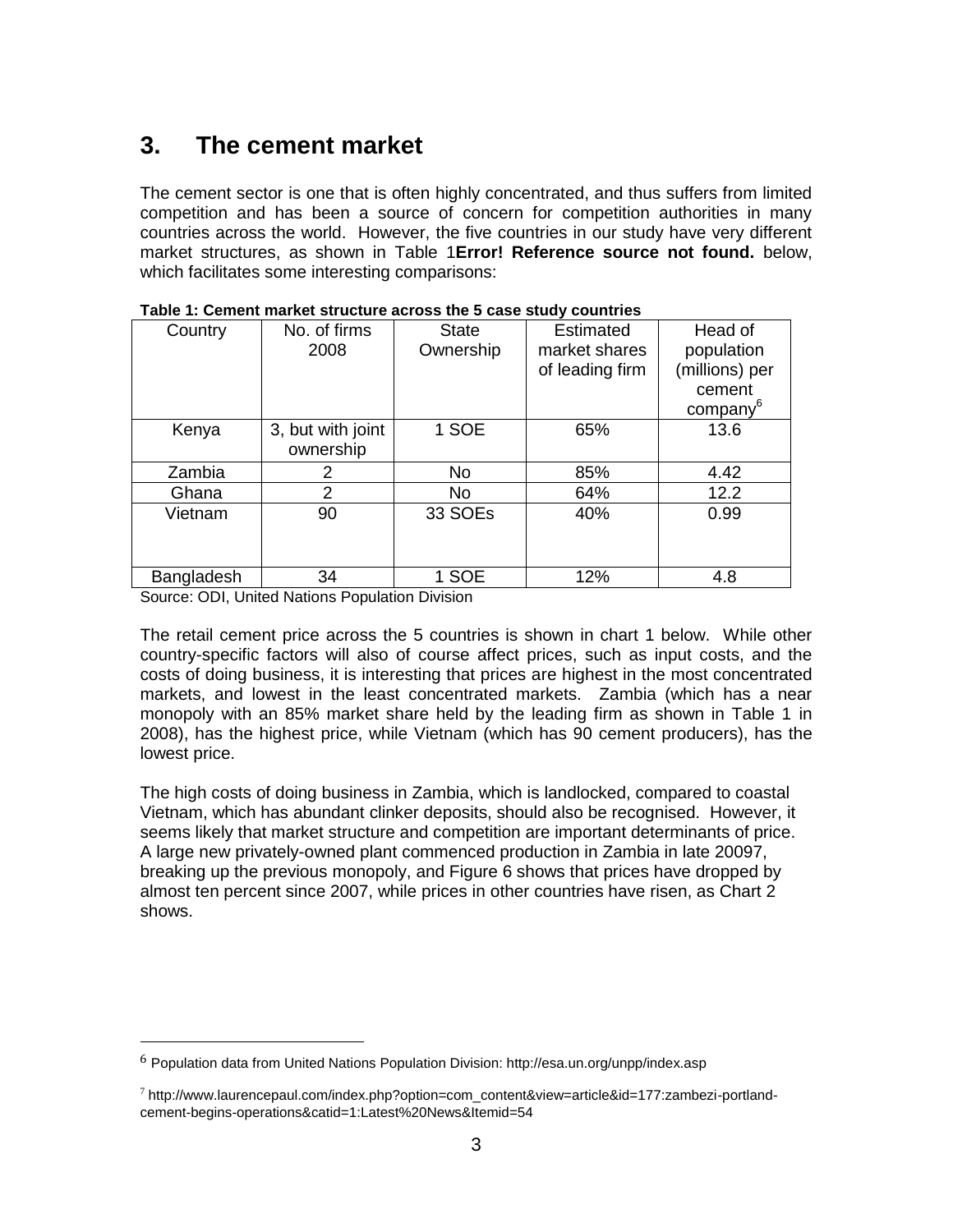# 3. The cement market

The cement sector is one that is often highly concentrated, and thus suffers from limited competition and has been a source of concern for competition authorities in many countries across the world. However, the five countries in our study have very different market structures, as shown in Table 1**Error! Reference source not found.** below, which facilitates some interesting comparisons:

**Table 1: Cement market structure across the 5 case study countries**

| Country | No. of firms 2008 | State Ownership | Estimated market shares of leading firm | Head of population (millions) per cement company[6] |
|---|---|---|---|---|
| Kenya | 3, but with joint ownership | 1 SOE | 65% | 13.6 |
| Zambia | 2 | No | 85% | 4.42 |
| Ghana | 2 | No | 64% | 12.2 |
| Vietnam | 90 | 33 SOEs | 40% | 0.99 |
| Bangladesh | 34 | 1 SOE | 12% | 4.8 |

Source: ODI, United Nations Population Division

The retail cement price across the 5 countries is shown in chart 1 below. While other country-specific factors will also of course affect prices, such as input costs, and the costs of doing business, it is interesting that prices are highest in the most concentrated markets, and lowest in the least concentrated markets. Zambia (which has a near monopoly with an 85% market share held by the leading firm as shown in Table 1 in 2008), has the highest price, while Vietnam (which has 90 cement producers), has the lowest price.

The high costs of doing business in Zambia, which is landlocked, compared to coastal Vietnam, which has abundant clinker deposits, should also be recognised. However, it seems likely that market structure and competition are important determinants of price. A large new privately-owned plant commenced production in Zambia in late 20097, breaking up the previous monopoly, and Figure 6 shows that prices have dropped by almost ten percent since 2007, while prices in other countries have risen, as Chart 2 shows.

---

[6] Population data from United Nations Population Division: http://esa.un.org/unpp/index.asp

[7] http://www.laurencepaul.com/index.php?option=com_content&view=article&id=177:zambezi-portland-cement-begins-operations&catid=1:Latest%20News&Itemid=54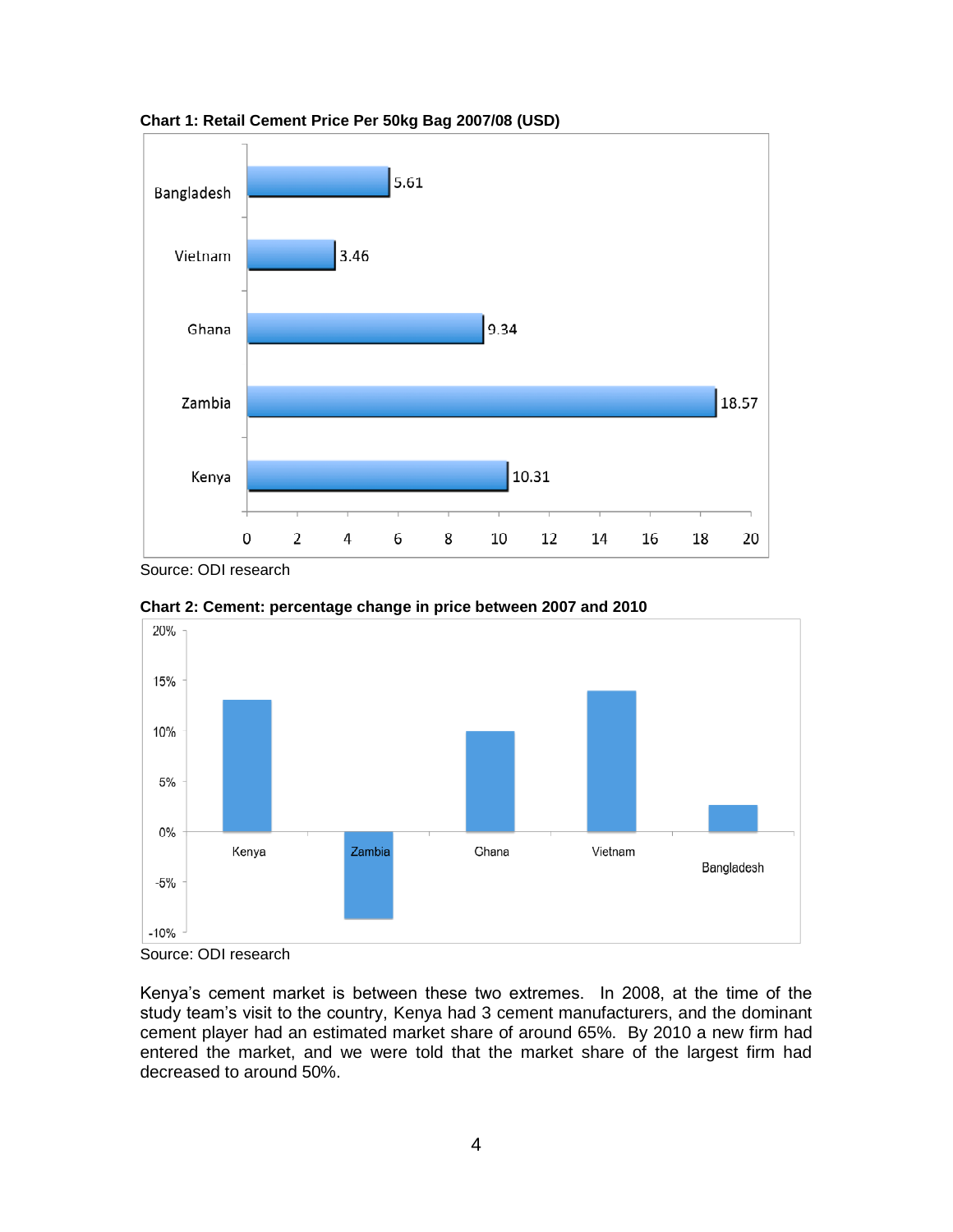**Chart 1: Retail Cement Price Per 50kg Bag 2007/08 (USD)**

| Country | Price (USD) |
|---|---|
| Bangladesh | 5.61 |
| Vietnam | 3.46 |
| Ghana | 9.34 |
| Zambia | 18.57 |
| Kenya | 10.31 |

Source: ODI research

**Chart 2: Cement: percentage change in price between 2007 and 2010**

Source: ODI research

Kenya's cement market is between these two extremes. In 2008, at the time of the study team's visit to the country, Kenya had 3 cement manufacturers, and the dominant cement player had an estimated market share of around 65%. By 2010 a new firm had entered the market, and we were told that the market share of the largest firm had decreased to around 50%.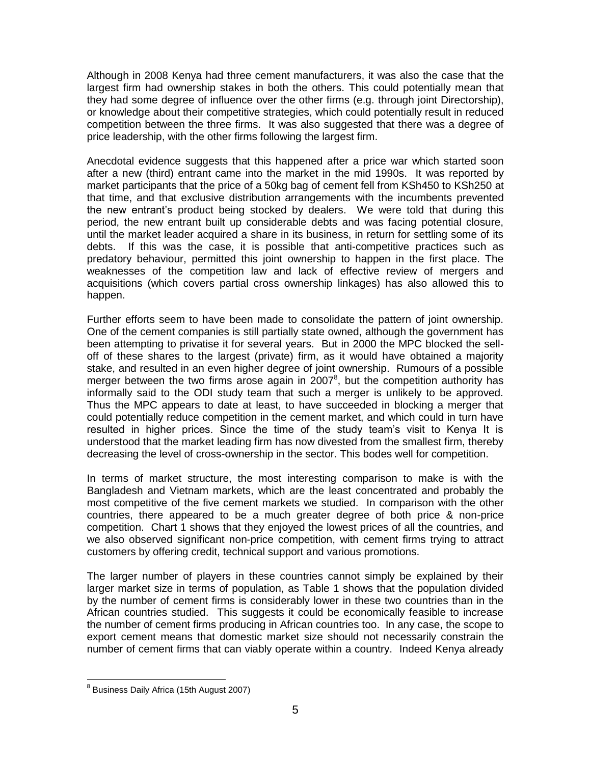Although in 2008 Kenya had three cement manufacturers, it was also the case that the largest firm had ownership stakes in both the others. This could potentially mean that they had some degree of influence over the other firms (e.g. through joint Directorship), or knowledge about their competitive strategies, which could potentially result in reduced competition between the three firms. It was also suggested that there was a degree of price leadership, with the other firms following the largest firm.

Anecdotal evidence suggests that this happened after a price war which started soon after a new (third) entrant came into the market in the mid 1990s. It was reported by market participants that the price of a 50kg bag of cement fell from KSh450 to KSh250 at that time, and that exclusive distribution arrangements with the incumbents prevented the new entrant's product being stocked by dealers. We were told that during this period, the new entrant built up considerable debts and was facing potential closure, until the market leader acquired a share in its business, in return for settling some of its debts. If this was the case, it is possible that anti-competitive practices such as predatory behaviour, permitted this joint ownership to happen in the first place. The weaknesses of the competition law and lack of effective review of mergers and acquisitions (which covers partial cross ownership linkages) has also allowed this to happen.

Further efforts seem to have been made to consolidate the pattern of joint ownership. One of the cement companies is still partially state owned, although the government has been attempting to privatise it for several years. But in 2000 the MPC blocked the sell-off of these shares to the largest (private) firm, as it would have obtained a majority stake, and resulted in an even higher degree of joint ownership. Rumours of a possible merger between the two firms arose again in 2007[8], but the competition authority has informally said to the ODI study team that such a merger is unlikely to be approved. Thus the MPC appears to date at least, to have succeeded in blocking a merger that could potentially reduce competition in the cement market, and which could in turn have resulted in higher prices. Since the time of the study team's visit to Kenya It is understood that the market leading firm has now divested from the smallest firm, thereby decreasing the level of cross-ownership in the sector. This bodes well for competition.

In terms of market structure, the most interesting comparison to make is with the Bangladesh and Vietnam markets, which are the least concentrated and probably the most competitive of the five cement markets we studied. In comparison with the other countries, there appeared to be a much greater degree of both price & non-price competition. Chart 1 shows that they enjoyed the lowest prices of all the countries, and we also observed significant non-price competition, with cement firms trying to attract customers by offering credit, technical support and various promotions.

The larger number of players in these countries cannot simply be explained by their larger market size in terms of population, as Table 1 shows that the population divided by the number of cement firms is considerably lower in these two countries than in the African countries studied. This suggests it could be economically feasible to increase the number of cement firms producing in African countries too. In any case, the scope to export cement means that domestic market size should not necessarily constrain the number of cement firms that can viably operate within a country. Indeed Kenya already

[8] Business Daily Africa (15th August 2007)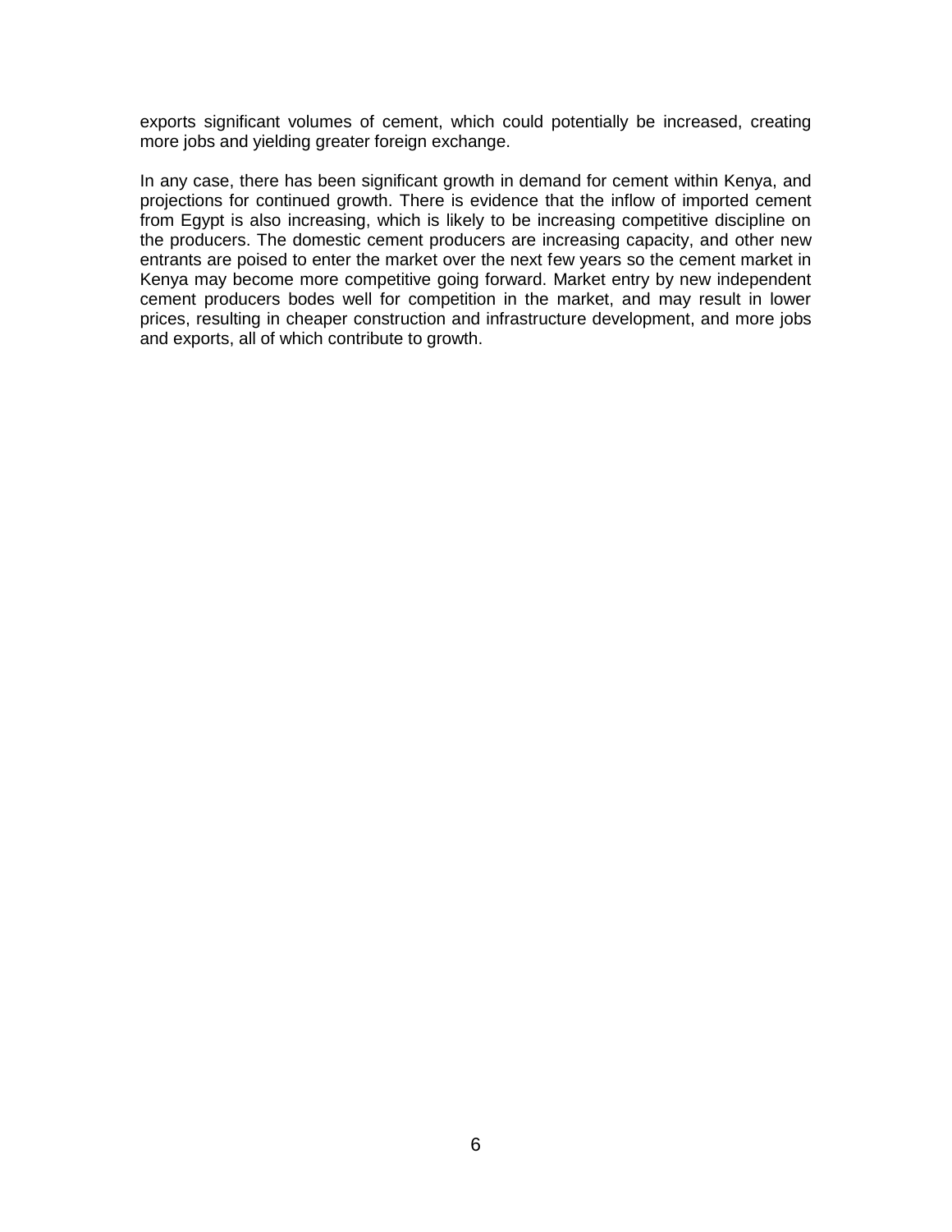exports significant volumes of cement, which could potentially be increased, creating more jobs and yielding greater foreign exchange.

In any case, there has been significant growth in demand for cement within Kenya, and projections for continued growth. There is evidence that the inflow of imported cement from Egypt is also increasing, which is likely to be increasing competitive discipline on the producers. The domestic cement producers are increasing capacity, and other new entrants are poised to enter the market over the next few years so the cement market in Kenya may become more competitive going forward. Market entry by new independent cement producers bodes well for competition in the market, and may result in lower prices, resulting in cheaper construction and infrastructure development, and more jobs and exports, all of which contribute to growth.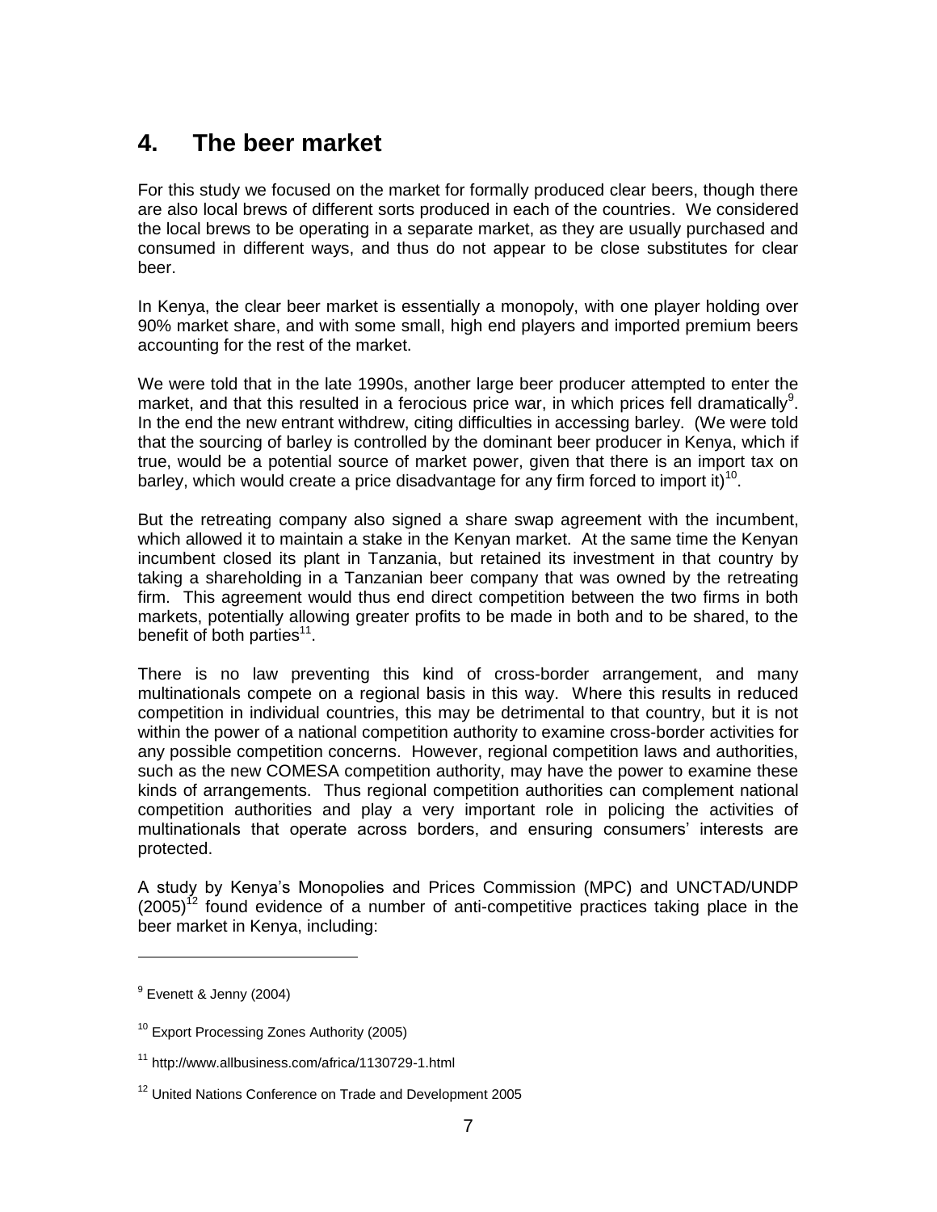## 4. The beer market

For this study we focused on the market for formally produced clear beers, though there are also local brews of different sorts produced in each of the countries. We considered the local brews to be operating in a separate market, as they are usually purchased and consumed in different ways, and thus do not appear to be close substitutes for clear beer.

In Kenya, the clear beer market is essentially a monopoly, with one player holding over 90% market share, and with some small, high end players and imported premium beers accounting for the rest of the market.

We were told that in the late 1990s, another large beer producer attempted to enter the market, and that this resulted in a ferocious price war, in which prices fell dramatically[9]. In the end the new entrant withdrew, citing difficulties in accessing barley. (We were told that the sourcing of barley is controlled by the dominant beer producer in Kenya, which if true, would be a potential source of market power, given that there is an import tax on barley, which would create a price disadvantage for any firm forced to import it)[10].

But the retreating company also signed a share swap agreement with the incumbent, which allowed it to maintain a stake in the Kenyan market. At the same time the Kenyan incumbent closed its plant in Tanzania, but retained its investment in that country by taking a shareholding in a Tanzanian beer company that was owned by the retreating firm. This agreement would thus end direct competition between the two firms in both markets, potentially allowing greater profits to be made in both and to be shared, to the benefit of both parties[11].

There is no law preventing this kind of cross-border arrangement, and many multinationals compete on a regional basis in this way. Where this results in reduced competition in individual countries, this may be detrimental to that country, but it is not within the power of a national competition authority to examine cross-border activities for any possible competition concerns. However, regional competition laws and authorities, such as the new COMESA competition authority, may have the power to examine these kinds of arrangements. Thus regional competition authorities can complement national competition authorities and play a very important role in policing the activities of multinationals that operate across borders, and ensuring consumers' interests are protected.

A study by Kenya's Monopolies and Prices Commission (MPC) and UNCTAD/UNDP (2005)[12] found evidence of a number of anti-competitive practices taking place in the beer market in Kenya, including:

---

[9] Evenett & Jenny (2004)

[10] Export Processing Zones Authority (2005)

[11] http://www.allbusiness.com/africa/1130729-1.html

[12] United Nations Conference on Trade and Development 2005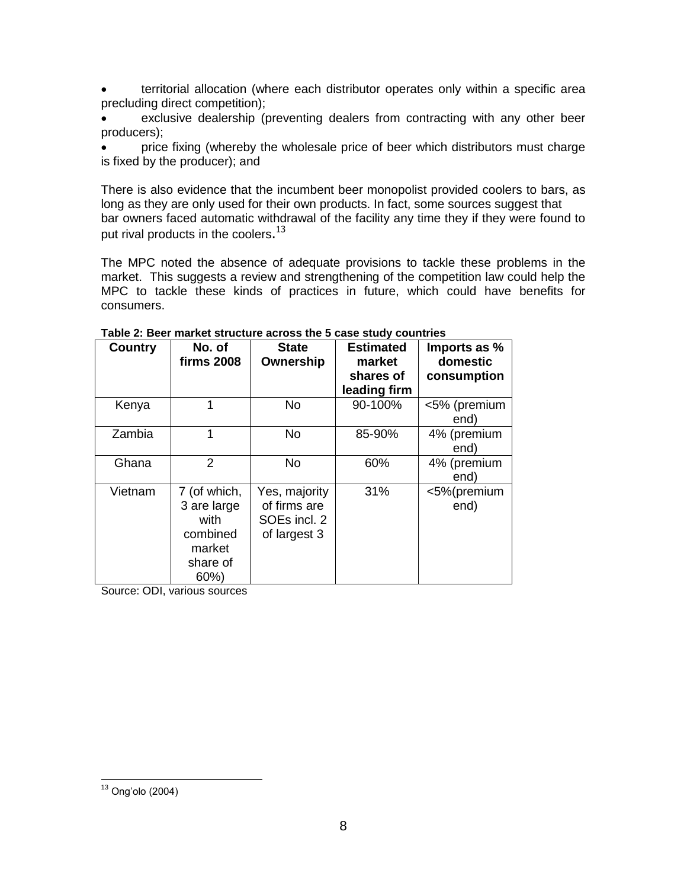- territorial allocation (where each distributor operates only within a specific area precluding direct competition);
- exclusive dealership (preventing dealers from contracting with any other beer producers);
- price fixing (whereby the wholesale price of beer which distributors must charge is fixed by the producer); and

There is also evidence that the incumbent beer monopolist provided coolers to bars, as long as they are only used for their own products. In fact, some sources suggest that bar owners faced automatic withdrawal of the facility any time they if they were found to put rival products in the coolers.[13]

The MPC noted the absence of adequate provisions to tackle these problems in the market. This suggests a review and strengthening of the competition law could help the MPC to tackle these kinds of practices in future, which could have benefits for consumers.

**Table 2: Beer market structure across the 5 case study countries**

| Country | No. of firms 2008 | State Ownership | Estimated market shares of leading firm | Imports as % domestic consumption |
|---|---|---|---|---|
| Kenya | 1 | No | 90-100% | <5% (premium end) |
| Zambia | 1 | No | 85-90% | 4% (premium end) |
| Ghana | 2 | No | 60% | 4% (premium end) |
| Vietnam | 7 (of which, 3 are large with combined market share of 60%) | Yes, majority of firms are SOEs incl. 2 of largest 3 | 31% | <5%(premium end) |

Source: ODI, various sources

[13] Ong'olo (2004)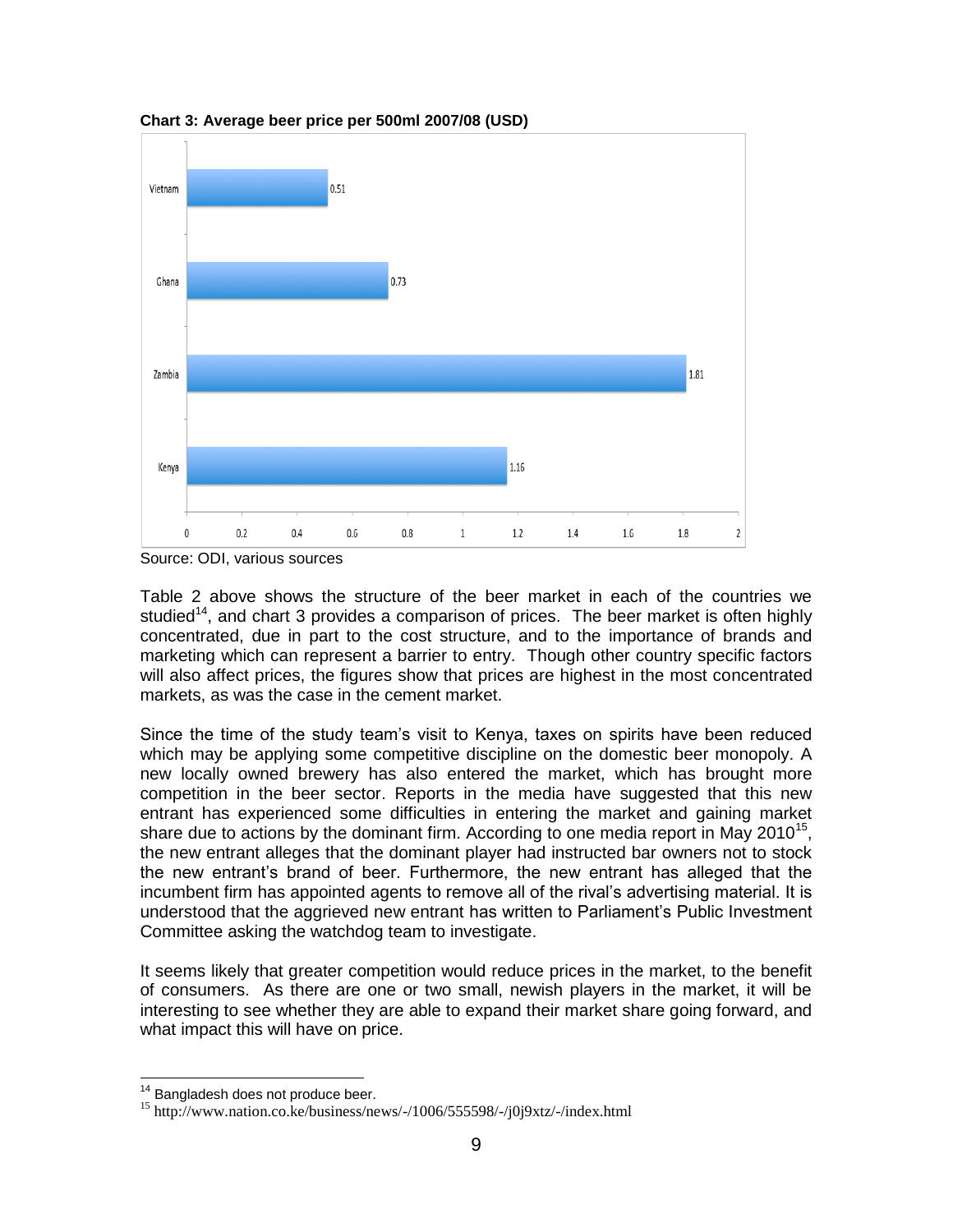**Chart 3: Average beer price per 500ml 2007/08 (USD)**

| Country | Price (USD) |
|---|---|
| Vietnam | 0.51 |
| Ghana | 0.73 |
| Zambia | 1.81 |
| Kenya | 1.16 |

Source: ODI, various sources

Table 2 above shows the structure of the beer market in each of the countries we studied[14], and chart 3 provides a comparison of prices. The beer market is often highly concentrated, due in part to the cost structure, and to the importance of brands and marketing which can represent a barrier to entry. Though other country specific factors will also affect prices, the figures show that prices are highest in the most concentrated markets, as was the case in the cement market.

Since the time of the study team's visit to Kenya, taxes on spirits have been reduced which may be applying some competitive discipline on the domestic beer monopoly. A new locally owned brewery has also entered the market, which has brought more competition in the beer sector. Reports in the media have suggested that this new entrant has experienced some difficulties in entering the market and gaining market share due to actions by the dominant firm. According to one media report in May 2010[15], the new entrant alleges that the dominant player had instructed bar owners not to stock the new entrant's brand of beer. Furthermore, the new entrant has alleged that the incumbent firm has appointed agents to remove all of the rival's advertising material. It is understood that the aggrieved new entrant has written to Parliament's Public Investment Committee asking the watchdog team to investigate.

It seems likely that greater competition would reduce prices in the market, to the benefit of consumers. As there are one or two small, newish players in the market, it will be interesting to see whether they are able to expand their market share going forward, and what impact this will have on price.

---

[14] Bangladesh does not produce beer.

[15] http://www.nation.co.ke/business/news/-/1006/555598/-/j0j9xtz/-/index.html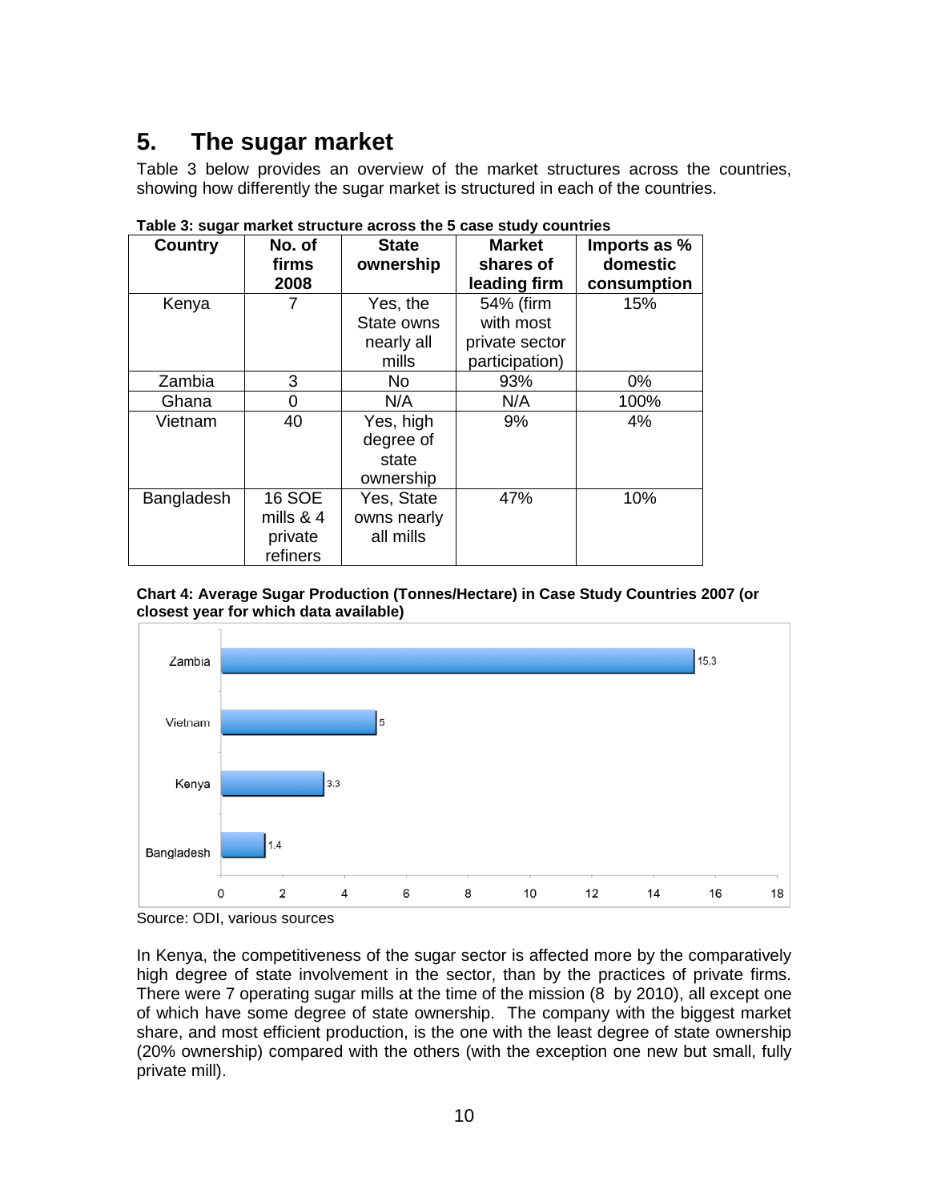## 5. The sugar market

Table 3 below provides an overview of the market structures across the countries, showing how differently the sugar market is structured in each of the countries.

**Table 3: sugar market structure across the 5 case study countries**

| Country | No. of firms 2008 | State ownership | Market shares of leading firm | Imports as % domestic consumption |
|---|---|---|---|---|
| Kenya | 7 | Yes, the State owns nearly all mills | 54% (firm with most private sector participation) | 15% |
| Zambia | 3 | No | 93% | 0% |
| Ghana | 0 | N/A | N/A | 100% |
| Vietnam | 40 | Yes, high degree of state ownership | 9% | 4% |
| Bangladesh | 16 SOE mills & 4 private refiners | Yes, State owns nearly all mills | 47% | 10% |

**Chart 4: Average Sugar Production (Tonnes/Hectare) in Case Study Countries 2007 (or closest year for which data available)**

Source: ODI, various sources

In Kenya, the competitiveness of the sugar sector is affected more by the comparatively high degree of state involvement in the sector, than by the practices of private firms. There were 7 operating sugar mills at the time of the mission (8 by 2010), all except one of which have some degree of state ownership. The company with the biggest market share, and most efficient production, is the one with the least degree of state ownership (20% ownership) compared with the others (with the exception one new but small, fully private mill).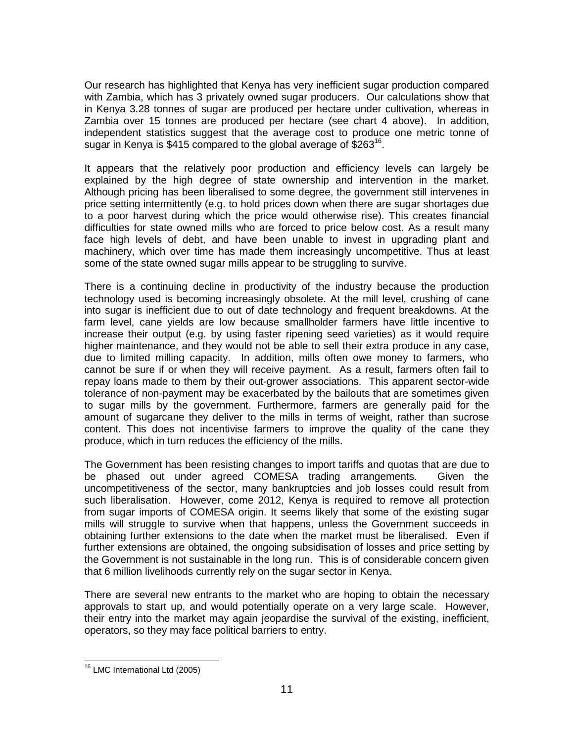Our research has highlighted that Kenya has very inefficient sugar production compared with Zambia, which has 3 privately owned sugar producers. Our calculations show that in Kenya 3.28 tonnes of sugar are produced per hectare under cultivation, whereas in Zambia over 15 tonnes are produced per hectare (see chart 4 above). In addition, independent statistics suggest that the average cost to produce one metric tonne of sugar in Kenya is $415 compared to the global average of $263[16].

It appears that the relatively poor production and efficiency levels can largely be explained by the high degree of state ownership and intervention in the market. Although pricing has been liberalised to some degree, the government still intervenes in price setting intermittently (e.g. to hold prices down when there are sugar shortages due to a poor harvest during which the price would otherwise rise). This creates financial difficulties for state owned mills who are forced to price below cost. As a result many face high levels of debt, and have been unable to invest in upgrading plant and machinery, which over time has made them increasingly uncompetitive. Thus at least some of the state owned sugar mills appear to be struggling to survive.

There is a continuing decline in productivity of the industry because the production technology used is becoming increasingly obsolete. At the mill level, crushing of cane into sugar is inefficient due to out of date technology and frequent breakdowns. At the farm level, cane yields are low because smallholder farmers have little incentive to increase their output (e.g. by using faster ripening seed varieties) as it would require higher maintenance, and they would not be able to sell their extra produce in any case, due to limited milling capacity. In addition, mills often owe money to farmers, who cannot be sure if or when they will receive payment. As a result, farmers often fail to repay loans made to them by their out-grower associations. This apparent sector-wide tolerance of non-payment may be exacerbated by the bailouts that are sometimes given to sugar mills by the government. Furthermore, farmers are generally paid for the amount of sugarcane they deliver to the mills in terms of weight, rather than sucrose content. This does not incentivise farmers to improve the quality of the cane they produce, which in turn reduces the efficiency of the mills.

The Government has been resisting changes to import tariffs and quotas that are due to be phased out under agreed COMESA trading arrangements. Given the uncompetitiveness of the sector, many bankruptcies and job losses could result from such liberalisation. However, come 2012, Kenya is required to remove all protection from sugar imports of COMESA origin. It seems likely that some of the existing sugar mills will struggle to survive when that happens, unless the Government succeeds in obtaining further extensions to the date when the market must be liberalised. Even if further extensions are obtained, the ongoing subsidisation of losses and price setting by the Government is not sustainable in the long run. This is of considerable concern given that 6 million livelihoods currently rely on the sugar sector in Kenya.

There are several new entrants to the market who are hoping to obtain the necessary approvals to start up, and would potentially operate on a very large scale. However, their entry into the market may again jeopardise the survival of the existing, inefficient, operators, so they may face political barriers to entry.

[16] LMC International Ltd (2005)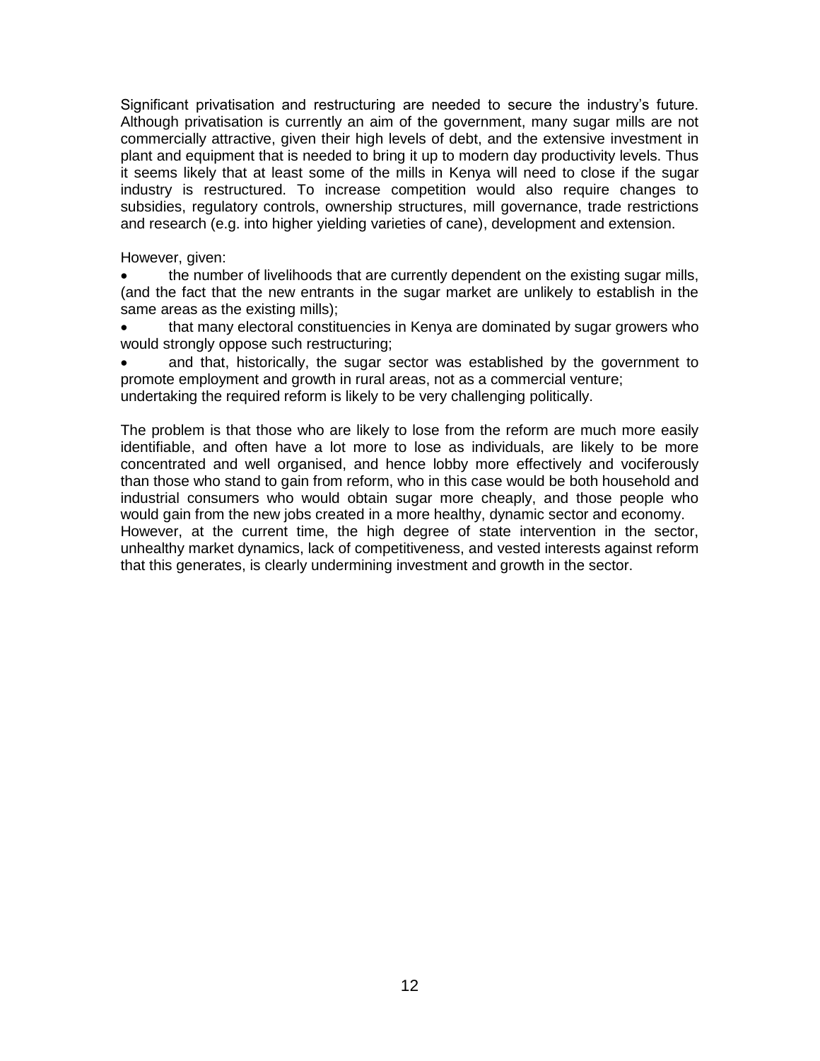Significant privatisation and restructuring are needed to secure the industry's future. Although privatisation is currently an aim of the government, many sugar mills are not commercially attractive, given their high levels of debt, and the extensive investment in plant and equipment that is needed to bring it up to modern day productivity levels. Thus it seems likely that at least some of the mills in Kenya will need to close if the sugar industry is restructured. To increase competition would also require changes to subsidies, regulatory controls, ownership structures, mill governance, trade restrictions and research (e.g. into higher yielding varieties of cane), development and extension.

However, given:

- the number of livelihoods that are currently dependent on the existing sugar mills, (and the fact that the new entrants in the sugar market are unlikely to establish in the same areas as the existing mills);
- that many electoral constituencies in Kenya are dominated by sugar growers who would strongly oppose such restructuring;
- and that, historically, the sugar sector was established by the government to promote employment and growth in rural areas, not as a commercial venture;

undertaking the required reform is likely to be very challenging politically.

The problem is that those who are likely to lose from the reform are much more easily identifiable, and often have a lot more to lose as individuals, are likely to be more concentrated and well organised, and hence lobby more effectively and vociferously than those who stand to gain from reform, who in this case would be both household and industrial consumers who would obtain sugar more cheaply, and those people who would gain from the new jobs created in a more healthy, dynamic sector and economy.
However, at the current time, the high degree of state intervention in the sector, unhealthy market dynamics, lack of competitiveness, and vested interests against reform that this generates, is clearly undermining investment and growth in the sector.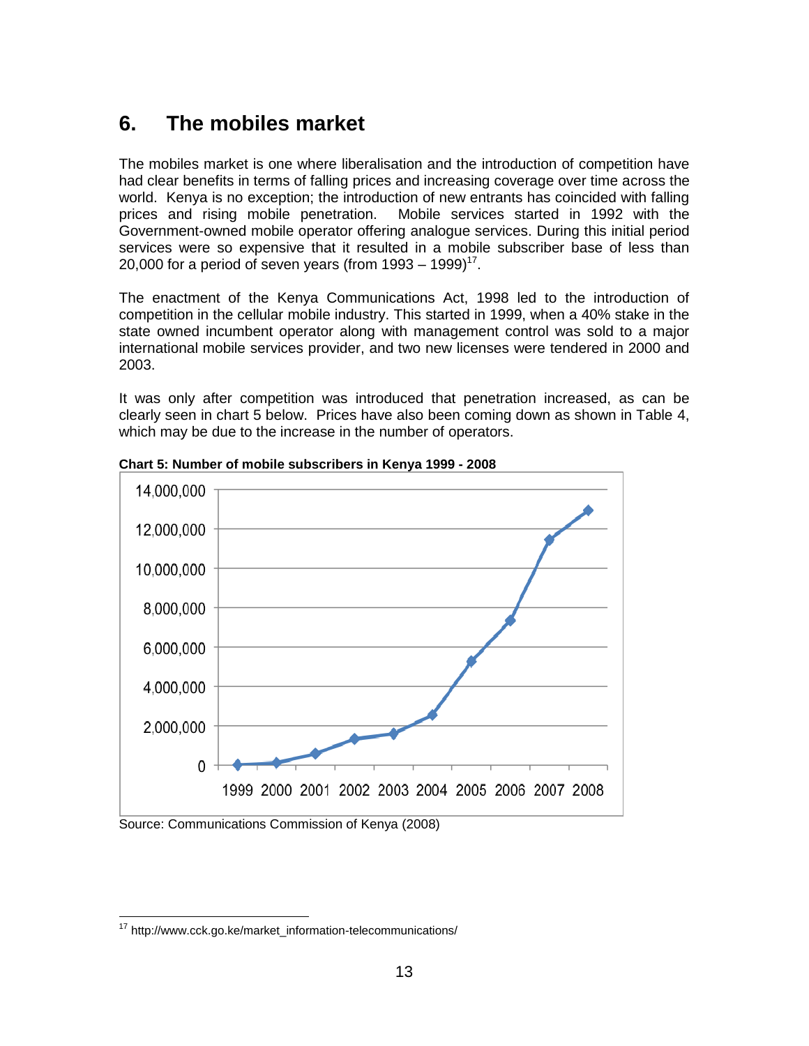## 6. The mobiles market

The mobiles market is one where liberalisation and the introduction of competition have had clear benefits in terms of falling prices and increasing coverage over time across the world. Kenya is no exception; the introduction of new entrants has coincided with falling prices and rising mobile penetration. Mobile services started in 1992 with the Government-owned mobile operator offering analogue services. During this initial period services were so expensive that it resulted in a mobile subscriber base of less than 20,000 for a period of seven years (from 1993 – 1999)[17].

The enactment of the Kenya Communications Act, 1998 led to the introduction of competition in the cellular mobile industry. This started in 1999, when a 40% stake in the state owned incumbent operator along with management control was sold to a major international mobile services provider, and two new licenses were tendered in 2000 and 2003.

It was only after competition was introduced that penetration increased, as can be clearly seen in chart 5 below. Prices have also been coming down as shown in Table 4, which may be due to the increase in the number of operators.

**Chart 5: Number of mobile subscribers in Kenya 1999 - 2008**

Source: Communications Commission of Kenya (2008)

---

[17] http://www.cck.go.ke/market_information-telecommunications/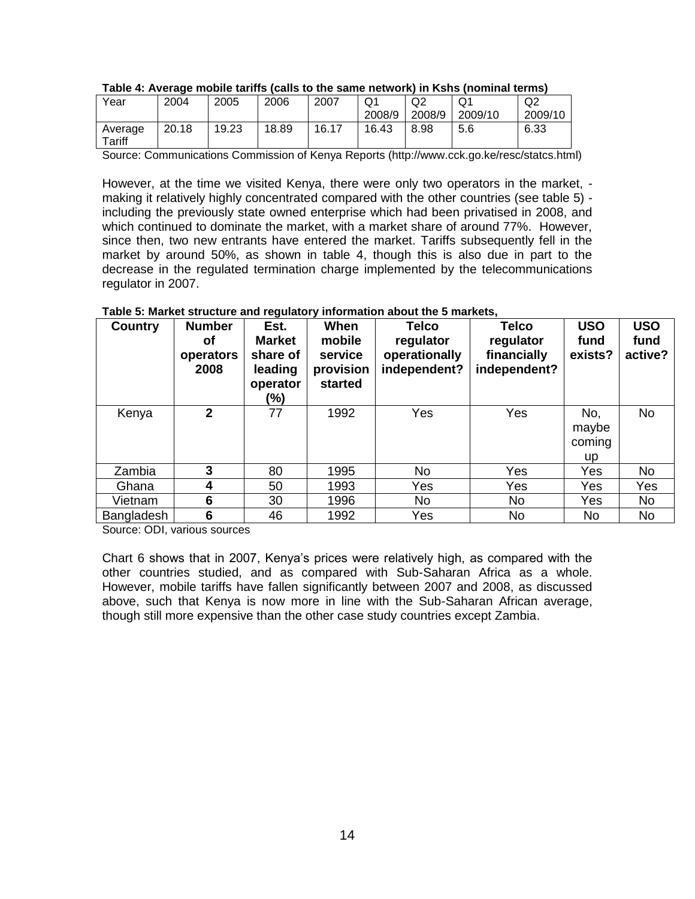**Table 4: Average mobile tariffs (calls to the same network) in Kshs (nominal terms)**

| Year | 2004 | 2005 | 2006 | 2007 | Q1 2008/9 | Q2 2008/9 | Q1 2009/10 | Q2 2009/10 |
|---|---|---|---|---|---|---|---|---|
| Average Tariff | 20.18 | 19.23 | 18.89 | 16.17 | 16.43 | 8.98 | 5.6 | 6.33 |

Source: Communications Commission of Kenya Reports (http://www.cck.go.ke/resc/statcs.html)

However, at the time we visited Kenya, there were only two operators in the market, - making it relatively highly concentrated compared with the other countries (see table 5) - including the previously state owned enterprise which had been privatised in 2008, and which continued to dominate the market, with a market share of around 77%. However, since then, two new entrants have entered the market. Tariffs subsequently fell in the market by around 50%, as shown in table 4, though this is also due in part to the decrease in the regulated termination charge implemented by the telecommunications regulator in 2007.

**Table 5: Market structure and regulatory information about the 5 markets,**

| Country | Number of operators 2008 | Est. Market share of leading operator (%) | When mobile service provision started | Telco regulator operationally independent? | Telco regulator financially independent? | USO fund exists? | USO fund active? |
|---|---|---|---|---|---|---|---|
| Kenya | **2** | 77 | 1992 | Yes | Yes | No, maybe coming up | No |
| Zambia | **3** | 80 | 1995 | No | Yes | Yes | No |
| Ghana | **4** | 50 | 1993 | Yes | Yes | Yes | Yes |
| Vietnam | **6** | 30 | 1996 | No | No | Yes | No |
| Bangladesh | **6** | 46 | 1992 | Yes | No | No | No |

Source: ODI, various sources

Chart 6 shows that in 2007, Kenya's prices were relatively high, as compared with the other countries studied, and as compared with Sub-Saharan Africa as a whole. However, mobile tariffs have fallen significantly between 2007 and 2008, as discussed above, such that Kenya is now more in line with the Sub-Saharan African average, though still more expensive than the other case study countries except Zambia.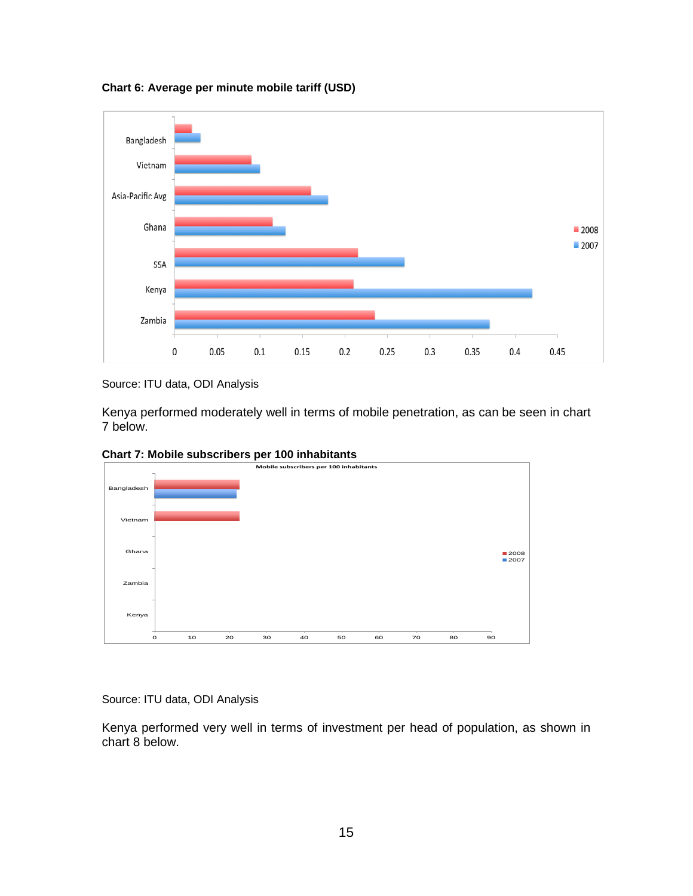**Chart 6: Average per minute mobile tariff (USD)**

Source: ITU data, ODI Analysis

Kenya performed moderately well in terms of mobile penetration, as can be seen in chart 7 below.

**Chart 7: Mobile subscribers per 100 inhabitants**

Source: ITU data, ODI Analysis

Kenya performed very well in terms of investment per head of population, as shown in chart 8 below.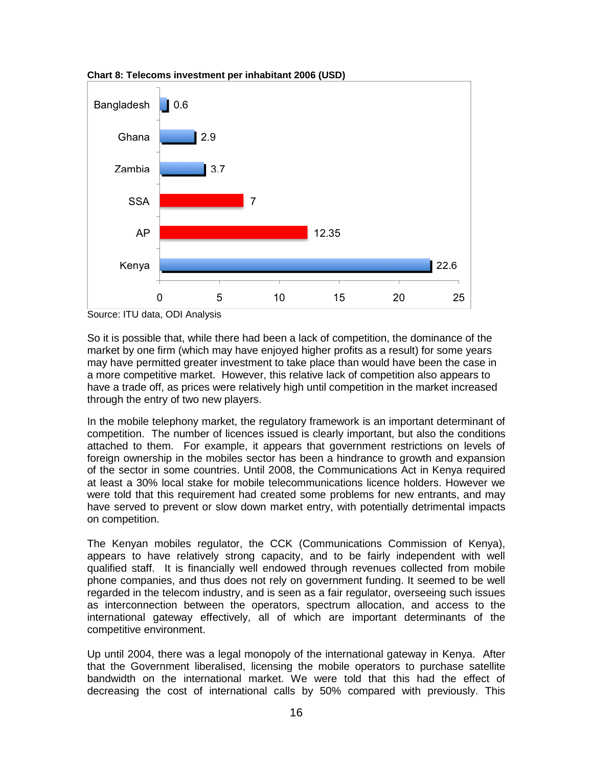**Chart 8: Telecoms investment per inhabitant 2006 (USD)**

| Country | USD |
|---|---|
| Bangladesh | 0.6 |
| Ghana | 2.9 |
| Zambia | 3.7 |
| SSA | 7 |
| AP | 12.35 |
| Kenya | 22.6 |

Source: ITU data, ODI Analysis

So it is possible that, while there had been a lack of competition, the dominance of the market by one firm (which may have enjoyed higher profits as a result) for some years may have permitted greater investment to take place than would have been the case in a more competitive market. However, this relative lack of competition also appears to have a trade off, as prices were relatively high until competition in the market increased through the entry of two new players.

In the mobile telephony market, the regulatory framework is an important determinant of competition. The number of licences issued is clearly important, but also the conditions attached to them. For example, it appears that government restrictions on levels of foreign ownership in the mobiles sector has been a hindrance to growth and expansion of the sector in some countries. Until 2008, the Communications Act in Kenya required at least a 30% local stake for mobile telecommunications licence holders. However we were told that this requirement had created some problems for new entrants, and may have served to prevent or slow down market entry, with potentially detrimental impacts on competition.

The Kenyan mobiles regulator, the CCK (Communications Commission of Kenya), appears to have relatively strong capacity, and to be fairly independent with well qualified staff. It is financially well endowed through revenues collected from mobile phone companies, and thus does not rely on government funding. It seemed to be well regarded in the telecom industry, and is seen as a fair regulator, overseeing such issues as interconnection between the operators, spectrum allocation, and access to the international gateway effectively, all of which are important determinants of the competitive environment.

Up until 2004, there was a legal monopoly of the international gateway in Kenya. After that the Government liberalised, licensing the mobile operators to purchase satellite bandwidth on the international market. We were told that this had the effect of decreasing the cost of international calls by 50% compared with previously. This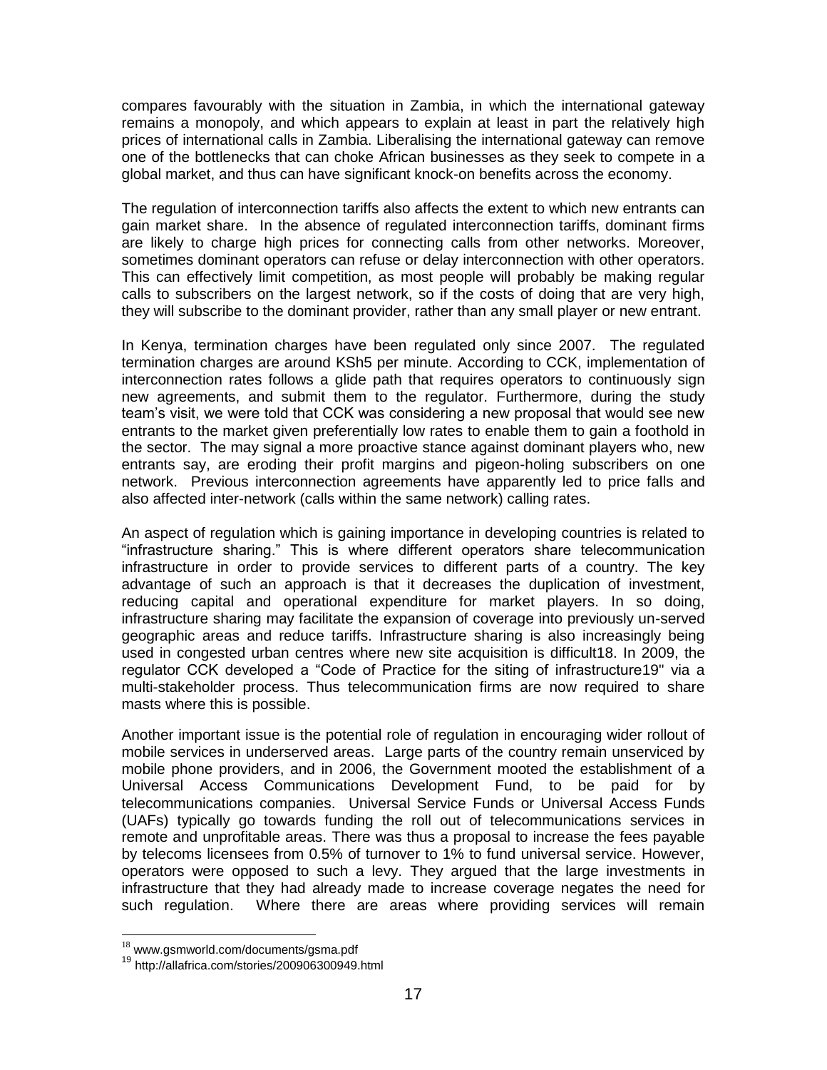compares favourably with the situation in Zambia, in which the international gateway remains a monopoly, and which appears to explain at least in part the relatively high prices of international calls in Zambia. Liberalising the international gateway can remove one of the bottlenecks that can choke African businesses as they seek to compete in a global market, and thus can have significant knock-on benefits across the economy.

The regulation of interconnection tariffs also affects the extent to which new entrants can gain market share. In the absence of regulated interconnection tariffs, dominant firms are likely to charge high prices for connecting calls from other networks. Moreover, sometimes dominant operators can refuse or delay interconnection with other operators. This can effectively limit competition, as most people will probably be making regular calls to subscribers on the largest network, so if the costs of doing that are very high, they will subscribe to the dominant provider, rather than any small player or new entrant.

In Kenya, termination charges have been regulated only since 2007. The regulated termination charges are around KSh5 per minute. According to CCK, implementation of interconnection rates follows a glide path that requires operators to continuously sign new agreements, and submit them to the regulator. Furthermore, during the study team's visit, we were told that CCK was considering a new proposal that would see new entrants to the market given preferentially low rates to enable them to gain a foothold in the sector. The may signal a more proactive stance against dominant players who, new entrants say, are eroding their profit margins and pigeon-holing subscribers on one network. Previous interconnection agreements have apparently led to price falls and also affected inter-network (calls within the same network) calling rates.

An aspect of regulation which is gaining importance in developing countries is related to "infrastructure sharing." This is where different operators share telecommunication infrastructure in order to provide services to different parts of a country. The key advantage of such an approach is that it decreases the duplication of investment, reducing capital and operational expenditure for market players. In so doing, infrastructure sharing may facilitate the expansion of coverage into previously un-served geographic areas and reduce tariffs. Infrastructure sharing is also increasingly being used in congested urban centres where new site acquisition is difficult[18]. In 2009, the regulator CCK developed a "Code of Practice for the siting of infrastructure[19]" via a multi-stakeholder process. Thus telecommunication firms are now required to share masts where this is possible.

Another important issue is the potential role of regulation in encouraging wider rollout of mobile services in underserved areas. Large parts of the country remain unserviced by mobile phone providers, and in 2006, the Government mooted the establishment of a Universal Access Communications Development Fund, to be paid for by telecommunications companies. Universal Service Funds or Universal Access Funds (UAFs) typically go towards funding the roll out of telecommunications services in remote and unprofitable areas. There was thus a proposal to increase the fees payable by telecoms licensees from 0.5% of turnover to 1% to fund universal service. However, operators were opposed to such a levy. They argued that the large investments in infrastructure that they had already made to increase coverage negates the need for such regulation. Where there are areas where providing services will remain

---

[18] www.gsmworld.com/documents/gsma.pdf

[19] http://allafrica.com/stories/200906300949.html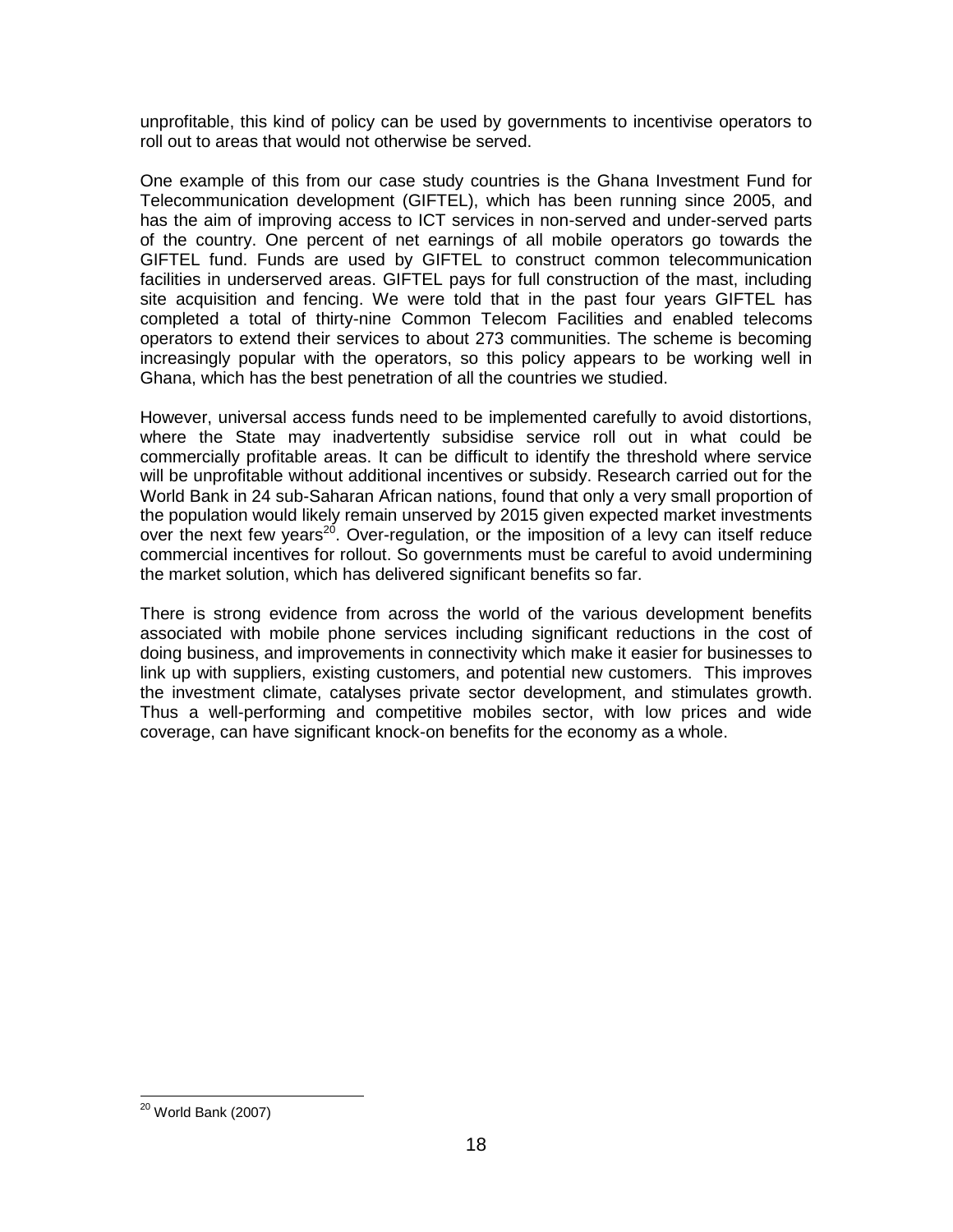unprofitable, this kind of policy can be used by governments to incentivise operators to roll out to areas that would not otherwise be served.

One example of this from our case study countries is the Ghana Investment Fund for Telecommunication development (GIFTEL), which has been running since 2005, and has the aim of improving access to ICT services in non-served and under-served parts of the country. One percent of net earnings of all mobile operators go towards the GIFTEL fund. Funds are used by GIFTEL to construct common telecommunication facilities in underserved areas. GIFTEL pays for full construction of the mast, including site acquisition and fencing. We were told that in the past four years GIFTEL has completed a total of thirty-nine Common Telecom Facilities and enabled telecoms operators to extend their services to about 273 communities. The scheme is becoming increasingly popular with the operators, so this policy appears to be working well in Ghana, which has the best penetration of all the countries we studied.

However, universal access funds need to be implemented carefully to avoid distortions, where the State may inadvertently subsidise service roll out in what could be commercially profitable areas. It can be difficult to identify the threshold where service will be unprofitable without additional incentives or subsidy. Research carried out for the World Bank in 24 sub-Saharan African nations, found that only a very small proportion of the population would likely remain unserved by 2015 given expected market investments over the next few years[20]. Over-regulation, or the imposition of a levy can itself reduce commercial incentives for rollout. So governments must be careful to avoid undermining the market solution, which has delivered significant benefits so far.

There is strong evidence from across the world of the various development benefits associated with mobile phone services including significant reductions in the cost of doing business, and improvements in connectivity which make it easier for businesses to link up with suppliers, existing customers, and potential new customers. This improves the investment climate, catalyses private sector development, and stimulates growth. Thus a well-performing and competitive mobiles sector, with low prices and wide coverage, can have significant knock-on benefits for the economy as a whole.

[20] World Bank (2007)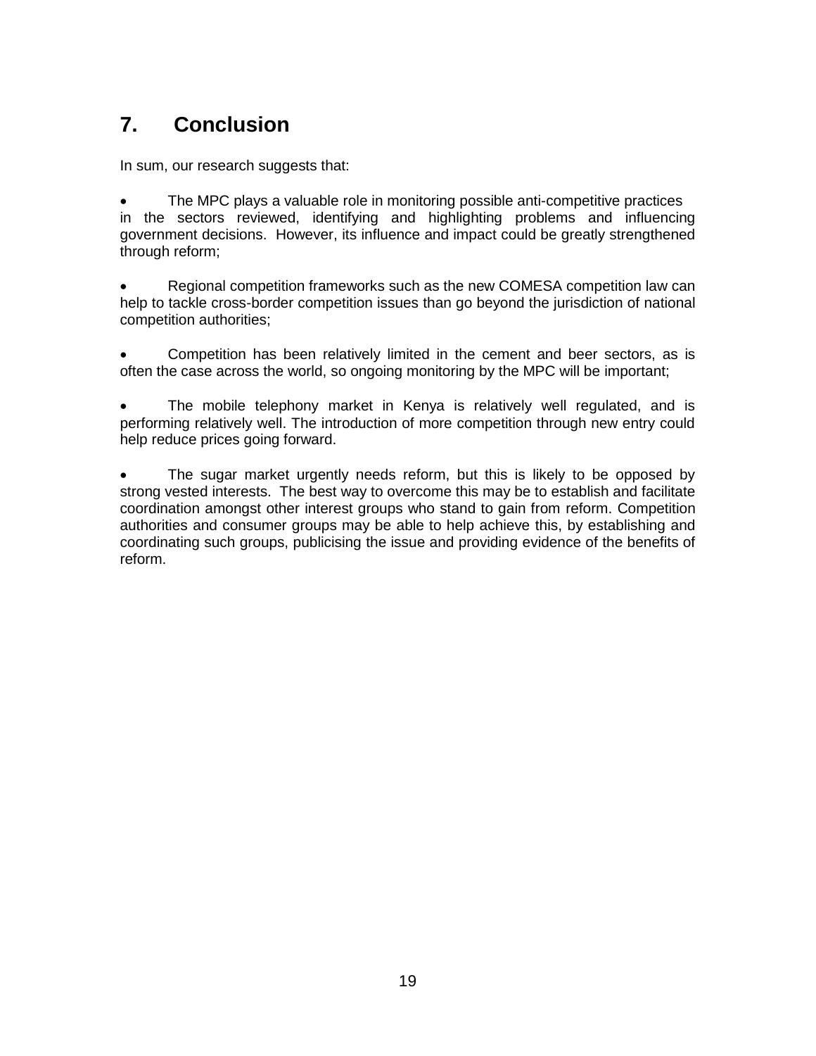## 7. Conclusion

In sum, our research suggests that:

- The MPC plays a valuable role in monitoring possible anti-competitive practices in the sectors reviewed, identifying and highlighting problems and influencing government decisions. However, its influence and impact could be greatly strengthened through reform;

- Regional competition frameworks such as the new COMESA competition law can help to tackle cross-border competition issues than go beyond the jurisdiction of national competition authorities;

- Competition has been relatively limited in the cement and beer sectors, as is often the case across the world, so ongoing monitoring by the MPC will be important;

- The mobile telephony market in Kenya is relatively well regulated, and is performing relatively well. The introduction of more competition through new entry could help reduce prices going forward.

- The sugar market urgently needs reform, but this is likely to be opposed by strong vested interests. The best way to overcome this may be to establish and facilitate coordination amongst other interest groups who stand to gain from reform. Competition authorities and consumer groups may be able to help achieve this, by establishing and coordinating such groups, publicising the issue and providing evidence of the benefits of reform.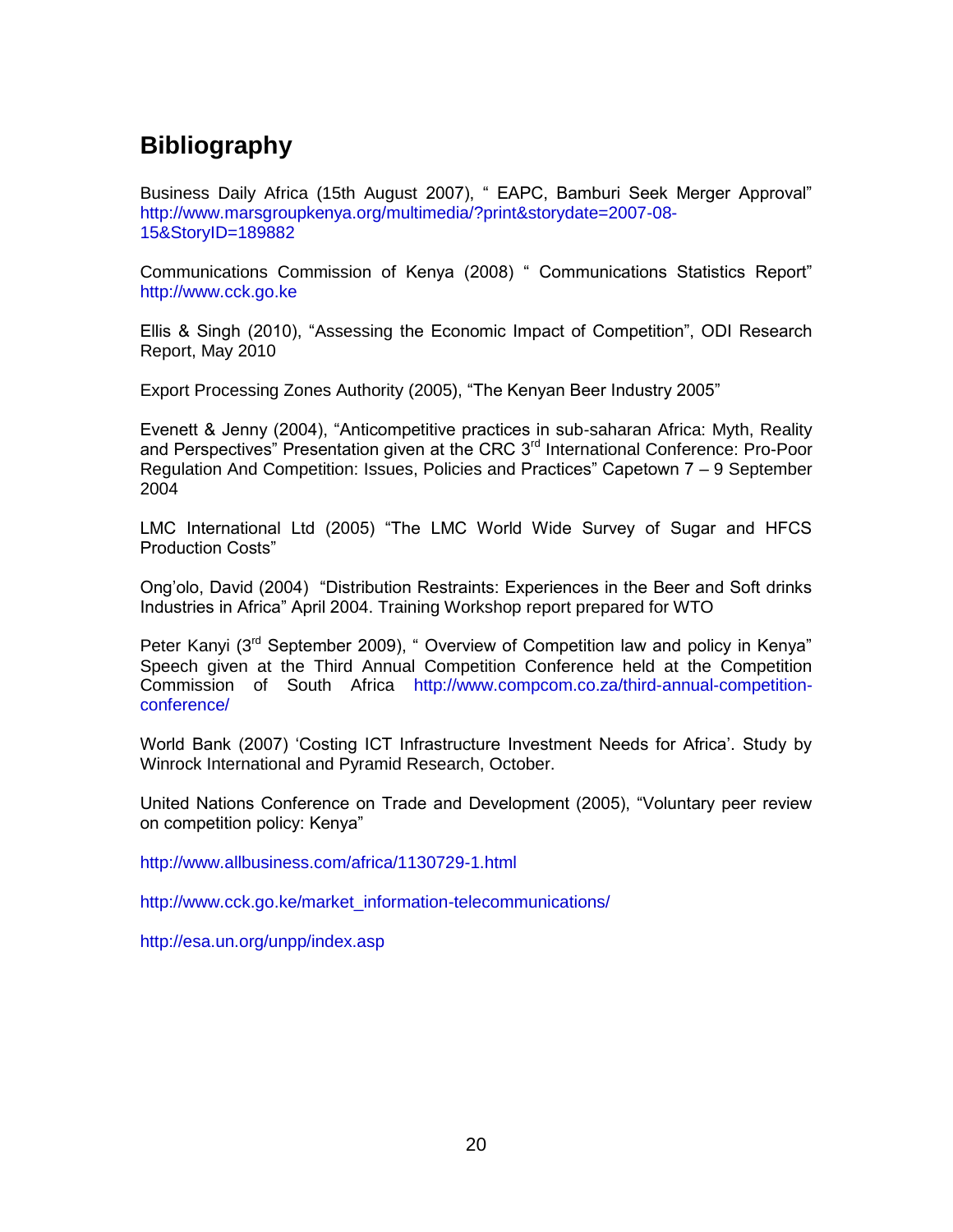# Bibliography

Business Daily Africa (15th August 2007), " EAPC, Bamburi Seek Merger Approval" http://www.marsgroupkenya.org/multimedia/?print&storydate=2007-08-15&StoryID=189882

Communications Commission of Kenya (2008) " Communications Statistics Report" http://www.cck.go.ke

Ellis & Singh (2010), "Assessing the Economic Impact of Competition", ODI Research Report, May 2010

Export Processing Zones Authority (2005), "The Kenyan Beer Industry 2005"

Evenett & Jenny (2004), "Anticompetitive practices in sub-saharan Africa: Myth, Reality and Perspectives" Presentation given at the CRC 3rd International Conference: Pro-Poor Regulation And Competition: Issues, Policies and Practices" Capetown 7 – 9 September 2004

LMC International Ltd (2005) "The LMC World Wide Survey of Sugar and HFCS Production Costs"

Ong'olo, David (2004) "Distribution Restraints: Experiences in the Beer and Soft drinks Industries in Africa" April 2004. Training Workshop report prepared for WTO

Peter Kanyi (3rd September 2009), " Overview of Competition law and policy in Kenya" Speech given at the Third Annual Competition Conference held at the Competition Commission of South Africa http://www.compcom.co.za/third-annual-competition-conference/

World Bank (2007) 'Costing ICT Infrastructure Investment Needs for Africa'. Study by Winrock International and Pyramid Research, October.

United Nations Conference on Trade and Development (2005), "Voluntary peer review on competition policy: Kenya"

http://www.allbusiness.com/africa/1130729-1.html

http://www.cck.go.ke/market_information-telecommunications/

http://esa.un.org/unpp/index.asp